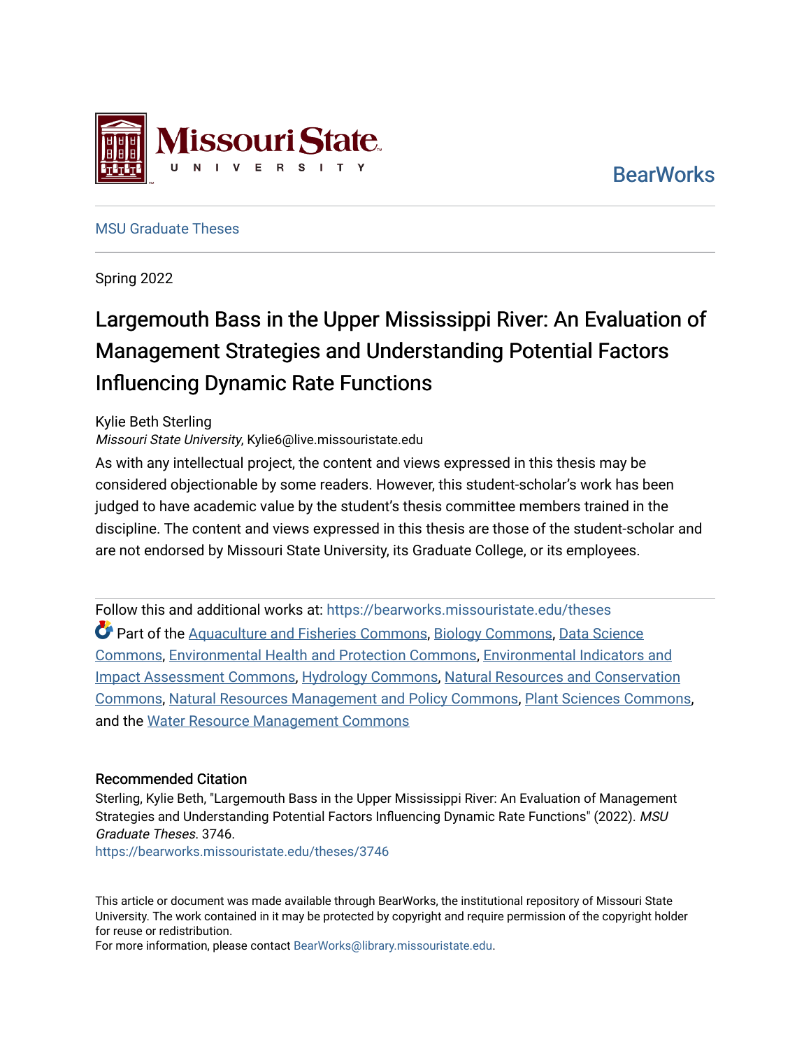Missouri State University

BearWorks

MSU Graduate Theses

Spring 2022

# Largemouth Bass in the Upper Mississippi River: An Evaluation of Management Strategies and Understanding Potential Factors Influencing Dynamic Rate Functions

Kylie Beth Sterling
*Missouri State University*, Kylie6@live.missouristate.edu

As with any intellectual project, the content and views expressed in this thesis may be considered objectionable by some readers. However, this student-scholar's work has been judged to have academic value by the student's thesis committee members trained in the discipline. The content and views expressed in this thesis are those of the student-scholar and are not endorsed by Missouri State University, its Graduate College, or its employees.

Follow this and additional works at: https://bearworks.missouristate.edu/theses

Part of the Aquaculture and Fisheries Commons, Biology Commons, Data Science Commons, Environmental Health and Protection Commons, Environmental Indicators and Impact Assessment Commons, Hydrology Commons, Natural Resources and Conservation Commons, Natural Resources Management and Policy Commons, Plant Sciences Commons, and the Water Resource Management Commons

### Recommended Citation

Sterling, Kylie Beth, "Largemouth Bass in the Upper Mississippi River: An Evaluation of Management Strategies and Understanding Potential Factors Influencing Dynamic Rate Functions" (2022). *MSU Graduate Theses*. 3746.
https://bearworks.missouristate.edu/theses/3746

This article or document was made available through BearWorks, the institutional repository of Missouri State University. The work contained in it may be protected by copyright and require permission of the copyright holder for reuse or redistribution.
For more information, please contact BearWorks@library.missouristate.edu.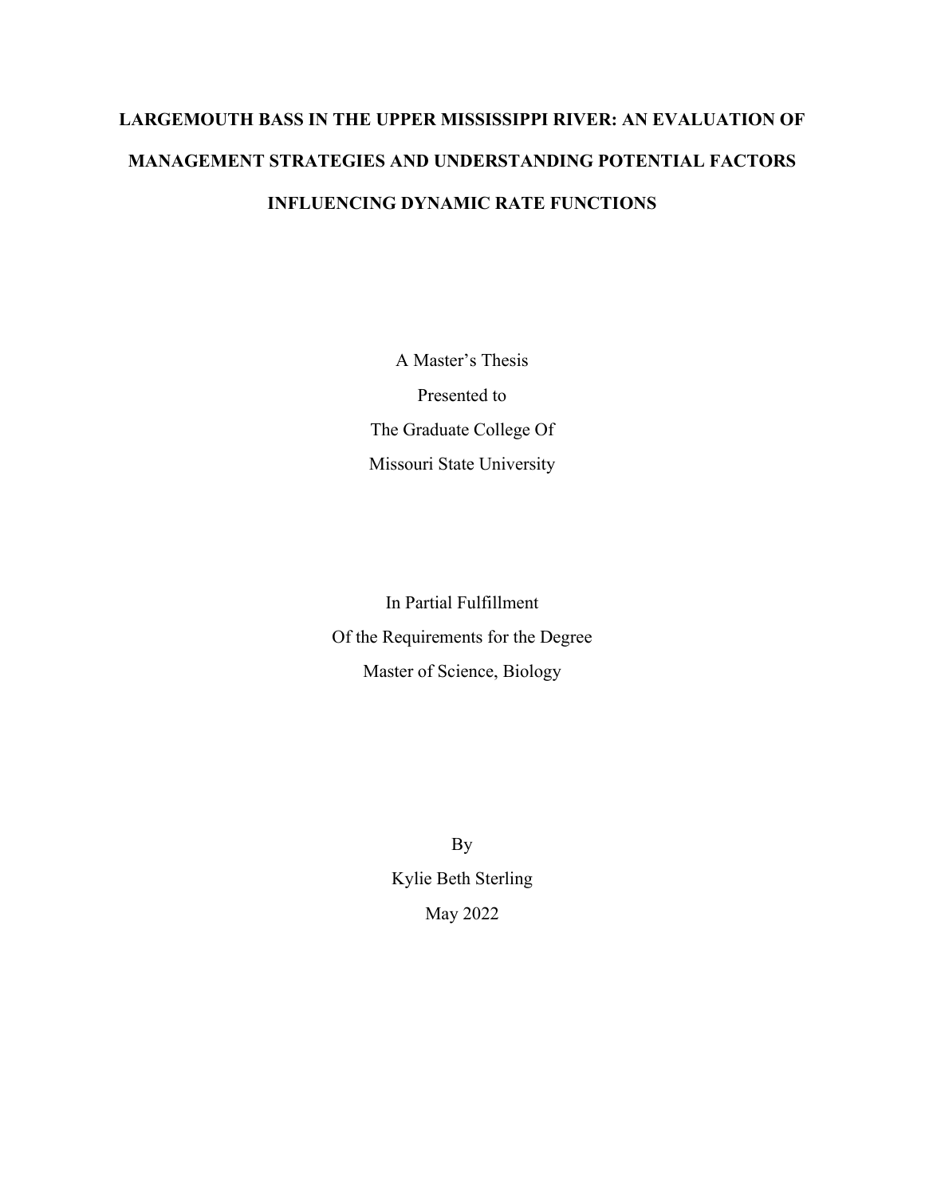# LARGEMOUTH BASS IN THE UPPER MISSISSIPPI RIVER: AN EVALUATION OF MANAGEMENT STRATEGIES AND UNDERSTANDING POTENTIAL FACTORS INFLUENCING DYNAMIC RATE FUNCTIONS

A Master's Thesis

Presented to

The Graduate College Of

Missouri State University

In Partial Fulfillment

Of the Requirements for the Degree

Master of Science, Biology

By

Kylie Beth Sterling

May 2022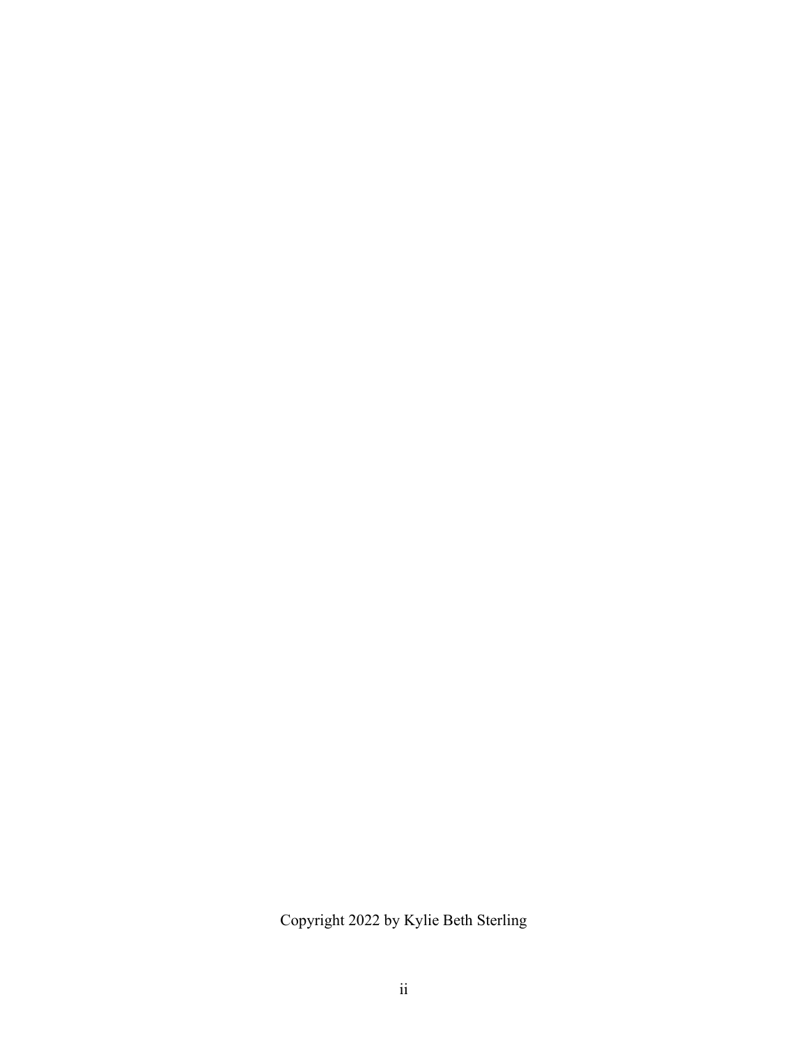Copyright 2022 by Kylie Beth Sterling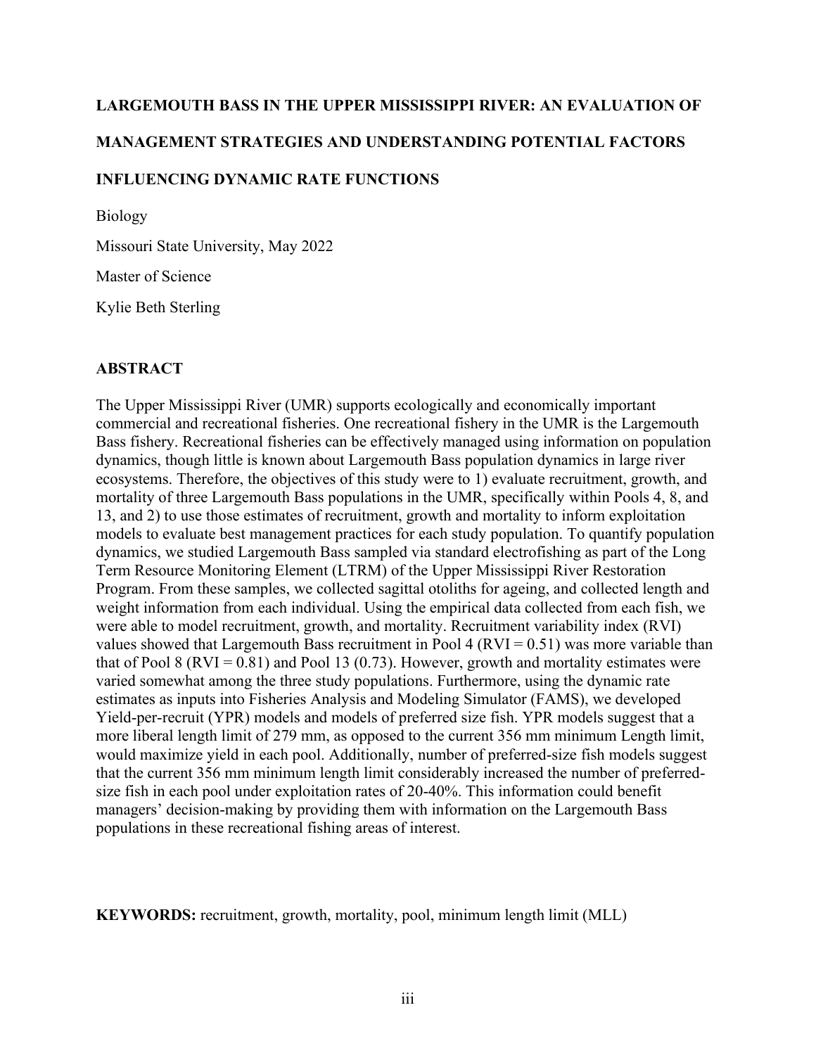**LARGEMOUTH BASS IN THE UPPER MISSISSIPPI RIVER: AN EVALUATION OF MANAGEMENT STRATEGIES AND UNDERSTANDING POTENTIAL FACTORS INFLUENCING DYNAMIC RATE FUNCTIONS**

Biology

Missouri State University, May 2022

Master of Science

Kylie Beth Sterling

## ABSTRACT

The Upper Mississippi River (UMR) supports ecologically and economically important commercial and recreational fisheries. One recreational fishery in the UMR is the Largemouth Bass fishery. Recreational fisheries can be effectively managed using information on population dynamics, though little is known about Largemouth Bass population dynamics in large river ecosystems. Therefore, the objectives of this study were to 1) evaluate recruitment, growth, and mortality of three Largemouth Bass populations in the UMR, specifically within Pools 4, 8, and 13, and 2) to use those estimates of recruitment, growth and mortality to inform exploitation models to evaluate best management practices for each study population. To quantify population dynamics, we studied Largemouth Bass sampled via standard electrofishing as part of the Long Term Resource Monitoring Element (LTRM) of the Upper Mississippi River Restoration Program. From these samples, we collected sagittal otoliths for ageing, and collected length and weight information from each individual. Using the empirical data collected from each fish, we were able to model recruitment, growth, and mortality. Recruitment variability index (RVI) values showed that Largemouth Bass recruitment in Pool 4 (RVI = 0.51) was more variable than that of Pool 8 (RVI = 0.81) and Pool 13 (0.73). However, growth and mortality estimates were varied somewhat among the three study populations. Furthermore, using the dynamic rate estimates as inputs into Fisheries Analysis and Modeling Simulator (FAMS), we developed Yield-per-recruit (YPR) models and models of preferred size fish. YPR models suggest that a more liberal length limit of 279 mm, as opposed to the current 356 mm minimum Length limit, would maximize yield in each pool. Additionally, number of preferred-size fish models suggest that the current 356 mm minimum length limit considerably increased the number of preferred-size fish in each pool under exploitation rates of 20-40%. This information could benefit managers' decision-making by providing them with information on the Largemouth Bass populations in these recreational fishing areas of interest.

**KEYWORDS:** recruitment, growth, mortality, pool, minimum length limit (MLL)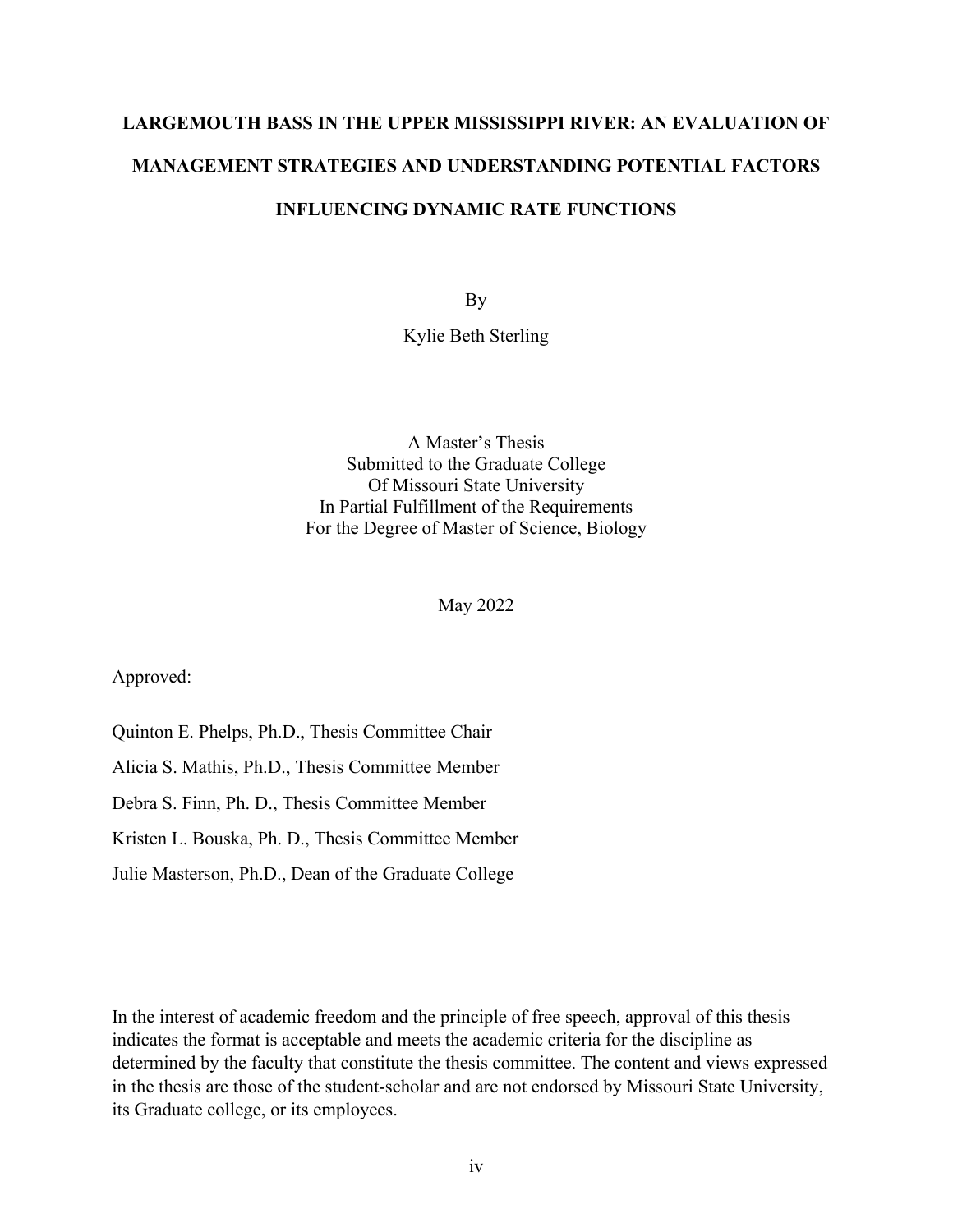**LARGEMOUTH BASS IN THE UPPER MISSISSIPPI RIVER: AN EVALUATION OF MANAGEMENT STRATEGIES AND UNDERSTANDING POTENTIAL FACTORS INFLUENCING DYNAMIC RATE FUNCTIONS**

By

Kylie Beth Sterling

A Master's Thesis
Submitted to the Graduate College
Of Missouri State University
In Partial Fulfillment of the Requirements
For the Degree of Master of Science, Biology

May 2022

Approved:

Quinton E. Phelps, Ph.D., Thesis Committee Chair

Alicia S. Mathis, Ph.D., Thesis Committee Member

Debra S. Finn, Ph. D., Thesis Committee Member

Kristen L. Bouska, Ph. D., Thesis Committee Member

Julie Masterson, Ph.D., Dean of the Graduate College

In the interest of academic freedom and the principle of free speech, approval of this thesis indicates the format is acceptable and meets the academic criteria for the discipline as determined by the faculty that constitute the thesis committee. The content and views expressed in the thesis are those of the student-scholar and are not endorsed by Missouri State University, its Graduate college, or its employees.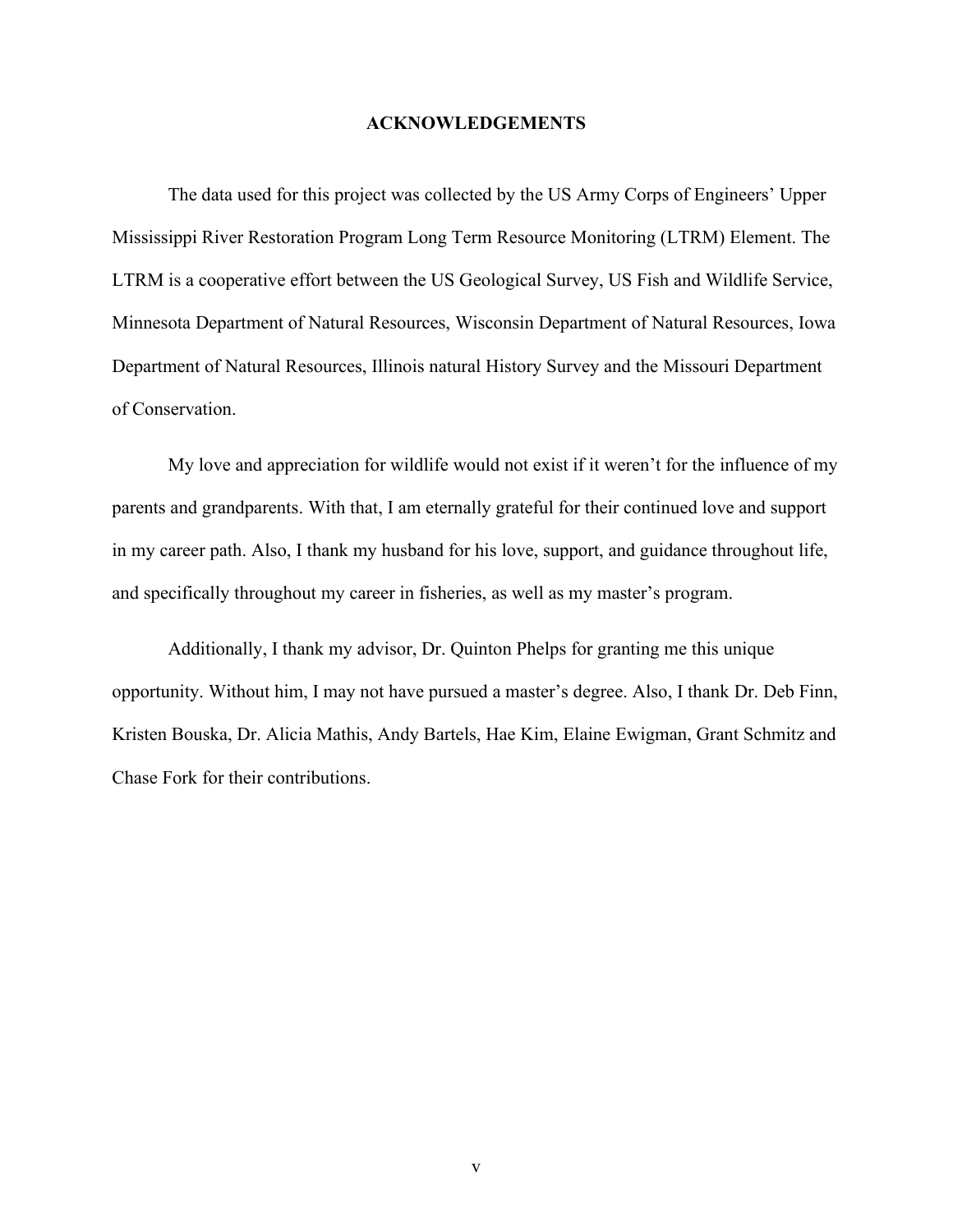# ACKNOWLEDGEMENTS

The data used for this project was collected by the US Army Corps of Engineers' Upper Mississippi River Restoration Program Long Term Resource Monitoring (LTRM) Element. The LTRM is a cooperative effort between the US Geological Survey, US Fish and Wildlife Service, Minnesota Department of Natural Resources, Wisconsin Department of Natural Resources, Iowa Department of Natural Resources, Illinois natural History Survey and the Missouri Department of Conservation.

My love and appreciation for wildlife would not exist if it weren't for the influence of my parents and grandparents. With that, I am eternally grateful for their continued love and support in my career path. Also, I thank my husband for his love, support, and guidance throughout life, and specifically throughout my career in fisheries, as well as my master's program.

Additionally, I thank my advisor, Dr. Quinton Phelps for granting me this unique opportunity. Without him, I may not have pursued a master's degree. Also, I thank Dr. Deb Finn, Kristen Bouska, Dr. Alicia Mathis, Andy Bartels, Hae Kim, Elaine Ewigman, Grant Schmitz and Chase Fork for their contributions.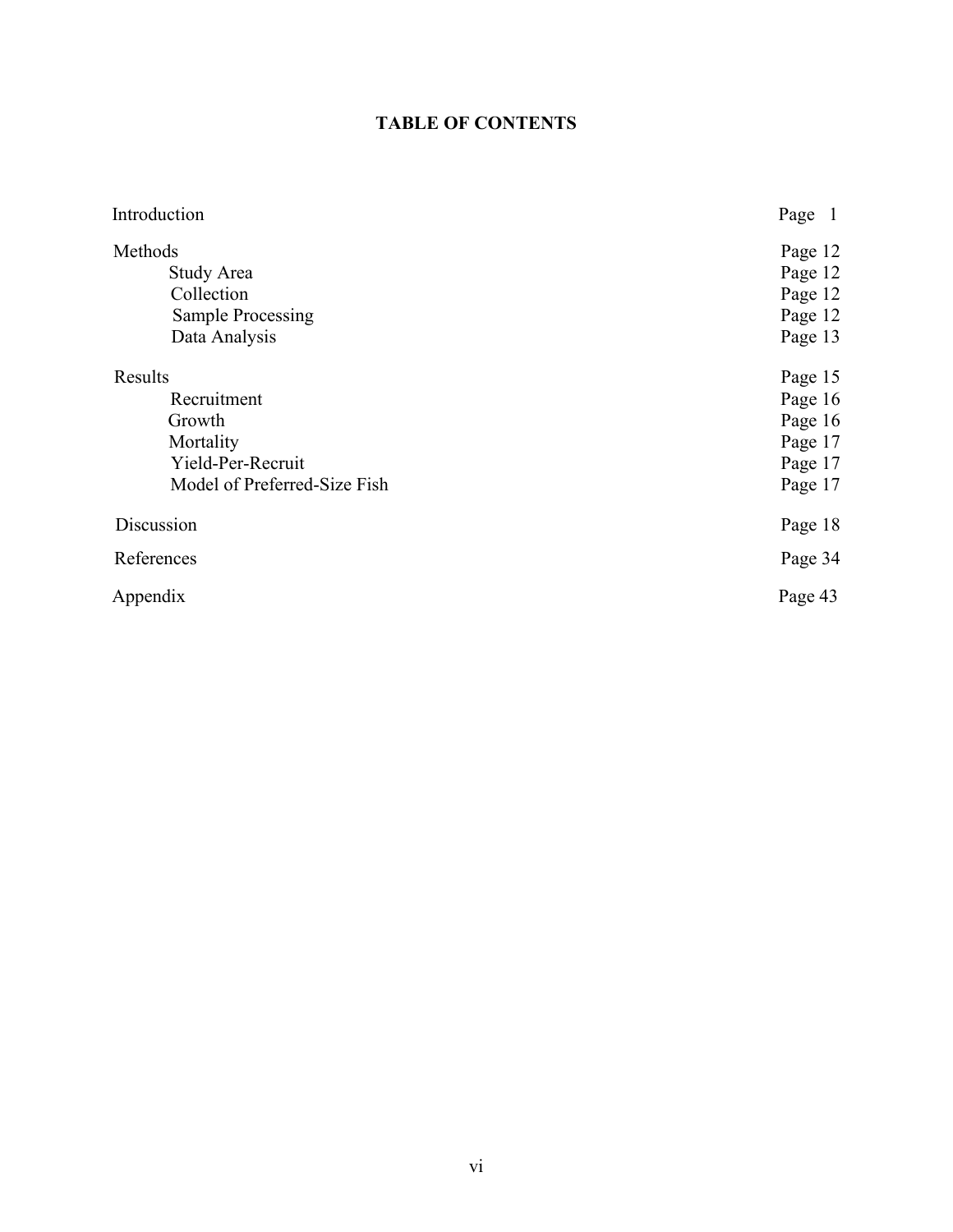# TABLE OF CONTENTS

| | |
|---|---|
| Introduction | Page 1 |
| Methods | Page 12 |
| Study Area | Page 12 |
| Collection | Page 12 |
| Sample Processing | Page 12 |
| Data Analysis | Page 13 |
| Results | Page 15 |
| Recruitment | Page 16 |
| Growth | Page 16 |
| Mortality | Page 17 |
| Yield-Per-Recruit | Page 17 |
| Model of Preferred-Size Fish | Page 17 |
| Discussion | Page 18 |
| References | Page 34 |
| Appendix | Page 43 |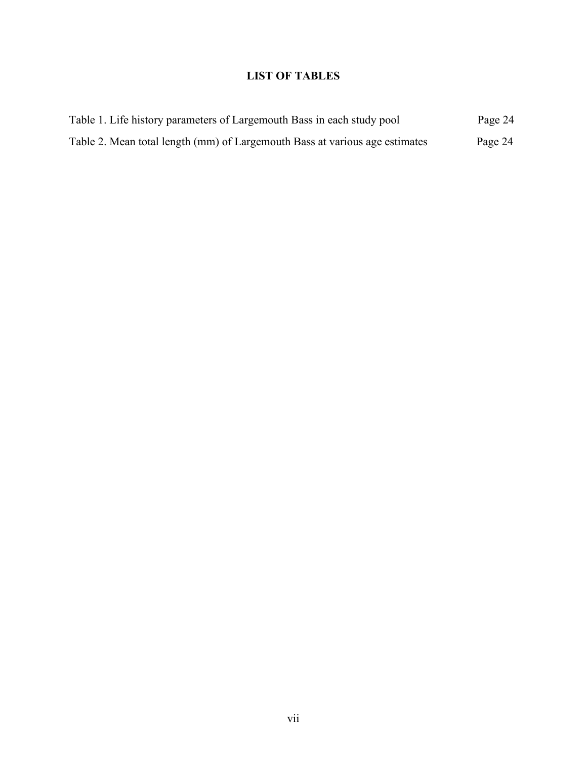# LIST OF TABLES

Table 1. Life history parameters of Largemouth Bass in each study pool — Page 24

Table 2. Mean total length (mm) of Largemouth Bass at various age estimates — Page 24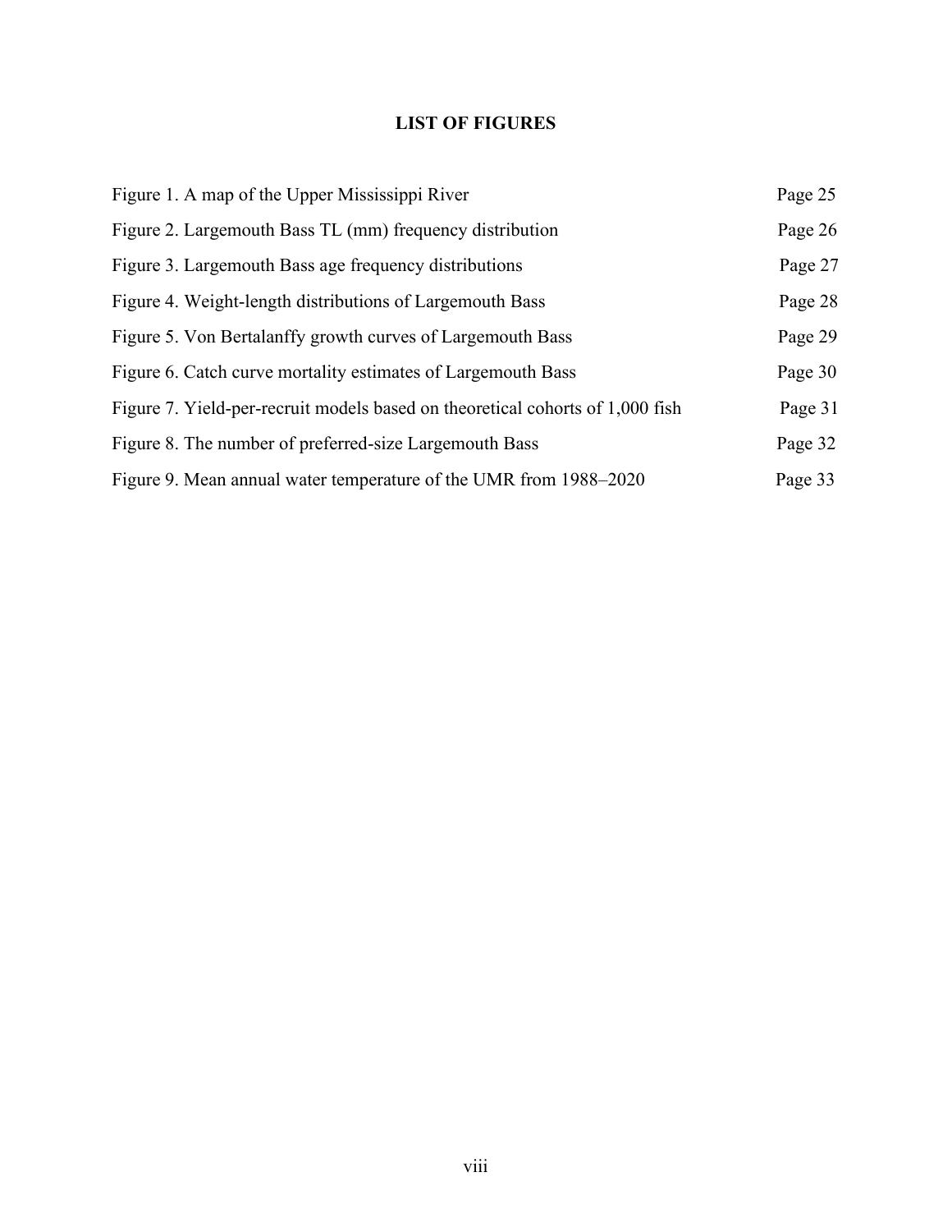# LIST OF FIGURES

| | |
|---|---|
| Figure 1. A map of the Upper Mississippi River | Page 25 |
| Figure 2. Largemouth Bass TL (mm) frequency distribution | Page 26 |
| Figure 3. Largemouth Bass age frequency distributions | Page 27 |
| Figure 4. Weight-length distributions of Largemouth Bass | Page 28 |
| Figure 5. Von Bertalanffy growth curves of Largemouth Bass | Page 29 |
| Figure 6. Catch curve mortality estimates of Largemouth Bass | Page 30 |
| Figure 7. Yield-per-recruit models based on theoretical cohorts of 1,000 fish | Page 31 |
| Figure 8. The number of preferred-size Largemouth Bass | Page 32 |
| Figure 9. Mean annual water temperature of the UMR from 1988–2020 | Page 33 |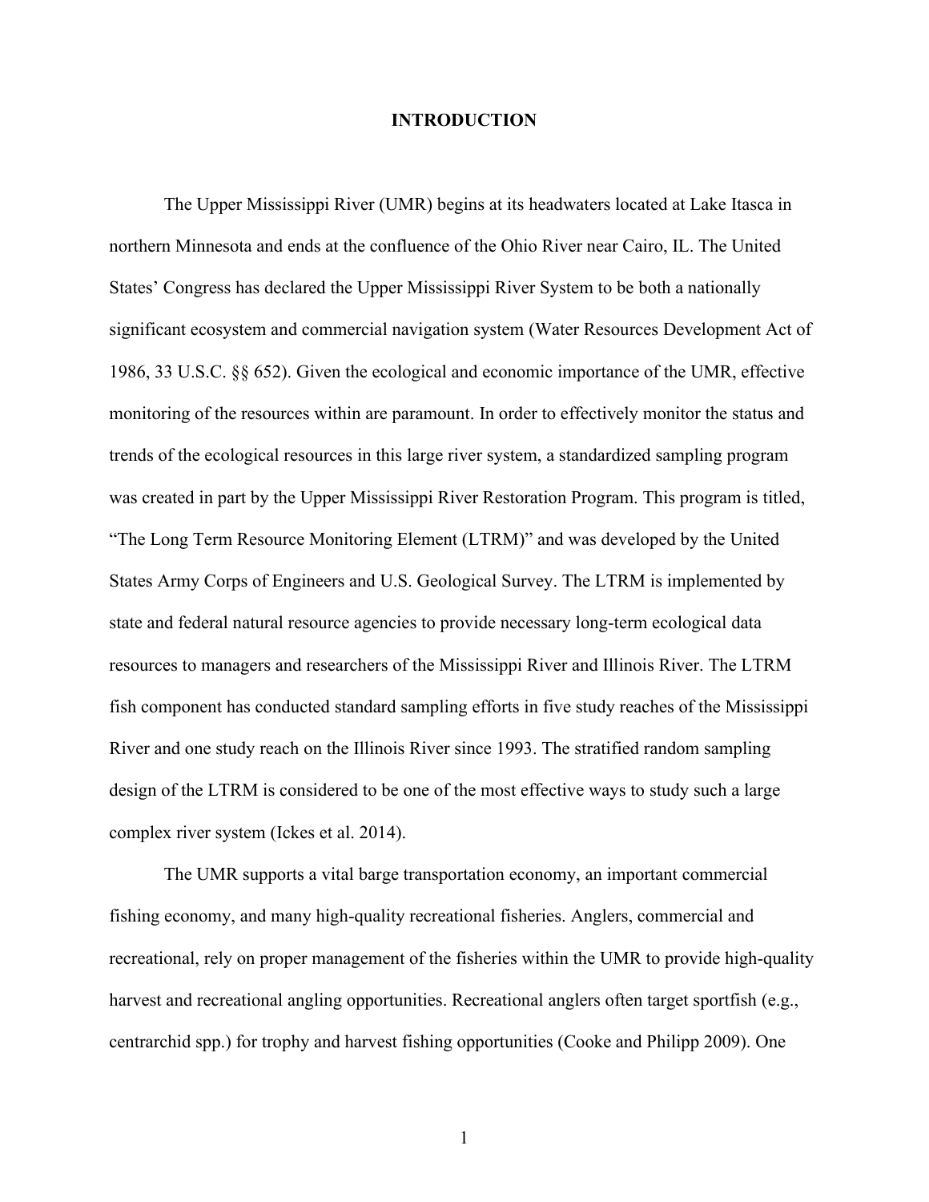# INTRODUCTION

The Upper Mississippi River (UMR) begins at its headwaters located at Lake Itasca in northern Minnesota and ends at the confluence of the Ohio River near Cairo, IL. The United States' Congress has declared the Upper Mississippi River System to be both a nationally significant ecosystem and commercial navigation system (Water Resources Development Act of 1986, 33 U.S.C. §§ 652). Given the ecological and economic importance of the UMR, effective monitoring of the resources within are paramount. In order to effectively monitor the status and trends of the ecological resources in this large river system, a standardized sampling program was created in part by the Upper Mississippi River Restoration Program. This program is titled, "The Long Term Resource Monitoring Element (LTRM)" and was developed by the United States Army Corps of Engineers and U.S. Geological Survey. The LTRM is implemented by state and federal natural resource agencies to provide necessary long-term ecological data resources to managers and researchers of the Mississippi River and Illinois River. The LTRM fish component has conducted standard sampling efforts in five study reaches of the Mississippi River and one study reach on the Illinois River since 1993. The stratified random sampling design of the LTRM is considered to be one of the most effective ways to study such a large complex river system (Ickes et al. 2014).

The UMR supports a vital barge transportation economy, an important commercial fishing economy, and many high-quality recreational fisheries. Anglers, commercial and recreational, rely on proper management of the fisheries within the UMR to provide high-quality harvest and recreational angling opportunities. Recreational anglers often target sportfish (e.g., centrarchid spp.) for trophy and harvest fishing opportunities (Cooke and Philipp 2009). One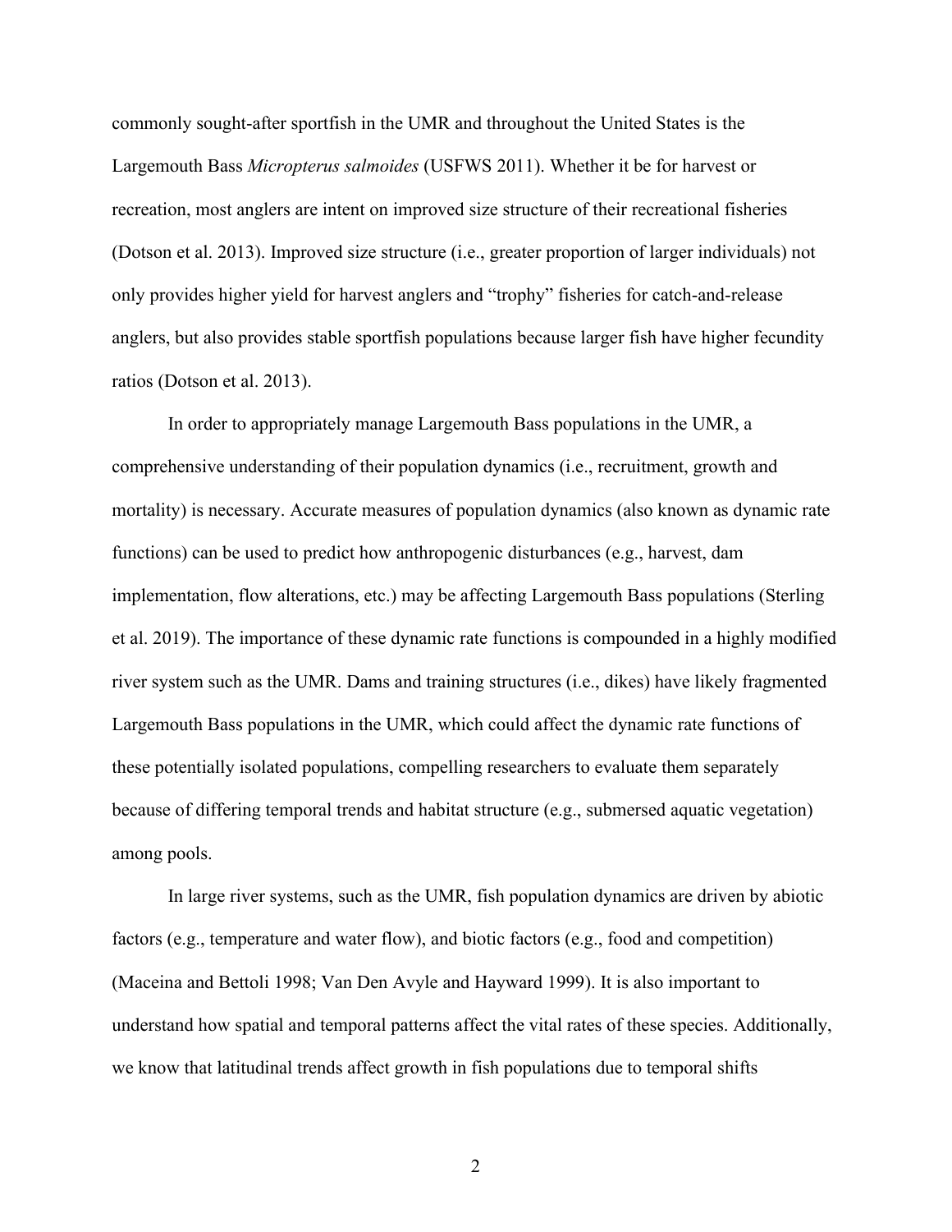commonly sought-after sportfish in the UMR and throughout the United States is the Largemouth Bass *Micropterus salmoides* (USFWS 2011). Whether it be for harvest or recreation, most anglers are intent on improved size structure of their recreational fisheries (Dotson et al. 2013). Improved size structure (i.e., greater proportion of larger individuals) not only provides higher yield for harvest anglers and "trophy" fisheries for catch-and-release anglers, but also provides stable sportfish populations because larger fish have higher fecundity ratios (Dotson et al. 2013).

In order to appropriately manage Largemouth Bass populations in the UMR, a comprehensive understanding of their population dynamics (i.e., recruitment, growth and mortality) is necessary. Accurate measures of population dynamics (also known as dynamic rate functions) can be used to predict how anthropogenic disturbances (e.g., harvest, dam implementation, flow alterations, etc.) may be affecting Largemouth Bass populations (Sterling et al. 2019). The importance of these dynamic rate functions is compounded in a highly modified river system such as the UMR. Dams and training structures (i.e., dikes) have likely fragmented Largemouth Bass populations in the UMR, which could affect the dynamic rate functions of these potentially isolated populations, compelling researchers to evaluate them separately because of differing temporal trends and habitat structure (e.g., submersed aquatic vegetation) among pools.

In large river systems, such as the UMR, fish population dynamics are driven by abiotic factors (e.g., temperature and water flow), and biotic factors (e.g., food and competition) (Maceina and Bettoli 1998; Van Den Avyle and Hayward 1999). It is also important to understand how spatial and temporal patterns affect the vital rates of these species. Additionally, we know that latitudinal trends affect growth in fish populations due to temporal shifts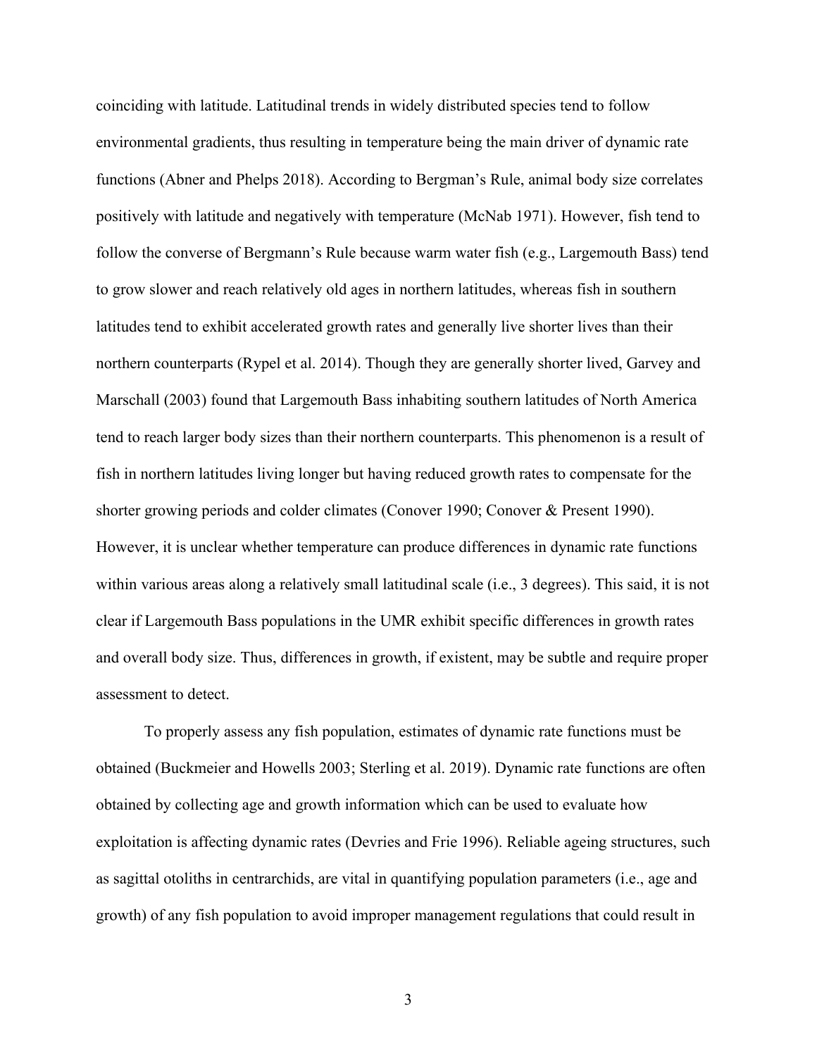coinciding with latitude. Latitudinal trends in widely distributed species tend to follow environmental gradients, thus resulting in temperature being the main driver of dynamic rate functions (Abner and Phelps 2018). According to Bergman's Rule, animal body size correlates positively with latitude and negatively with temperature (McNab 1971). However, fish tend to follow the converse of Bergmann's Rule because warm water fish (e.g., Largemouth Bass) tend to grow slower and reach relatively old ages in northern latitudes, whereas fish in southern latitudes tend to exhibit accelerated growth rates and generally live shorter lives than their northern counterparts (Rypel et al. 2014). Though they are generally shorter lived, Garvey and Marschall (2003) found that Largemouth Bass inhabiting southern latitudes of North America tend to reach larger body sizes than their northern counterparts. This phenomenon is a result of fish in northern latitudes living longer but having reduced growth rates to compensate for the shorter growing periods and colder climates (Conover 1990; Conover & Present 1990). However, it is unclear whether temperature can produce differences in dynamic rate functions within various areas along a relatively small latitudinal scale (i.e., 3 degrees). This said, it is not clear if Largemouth Bass populations in the UMR exhibit specific differences in growth rates and overall body size. Thus, differences in growth, if existent, may be subtle and require proper assessment to detect.

To properly assess any fish population, estimates of dynamic rate functions must be obtained (Buckmeier and Howells 2003; Sterling et al. 2019). Dynamic rate functions are often obtained by collecting age and growth information which can be used to evaluate how exploitation is affecting dynamic rates (Devries and Frie 1996). Reliable ageing structures, such as sagittal otoliths in centrarchids, are vital in quantifying population parameters (i.e., age and growth) of any fish population to avoid improper management regulations that could result in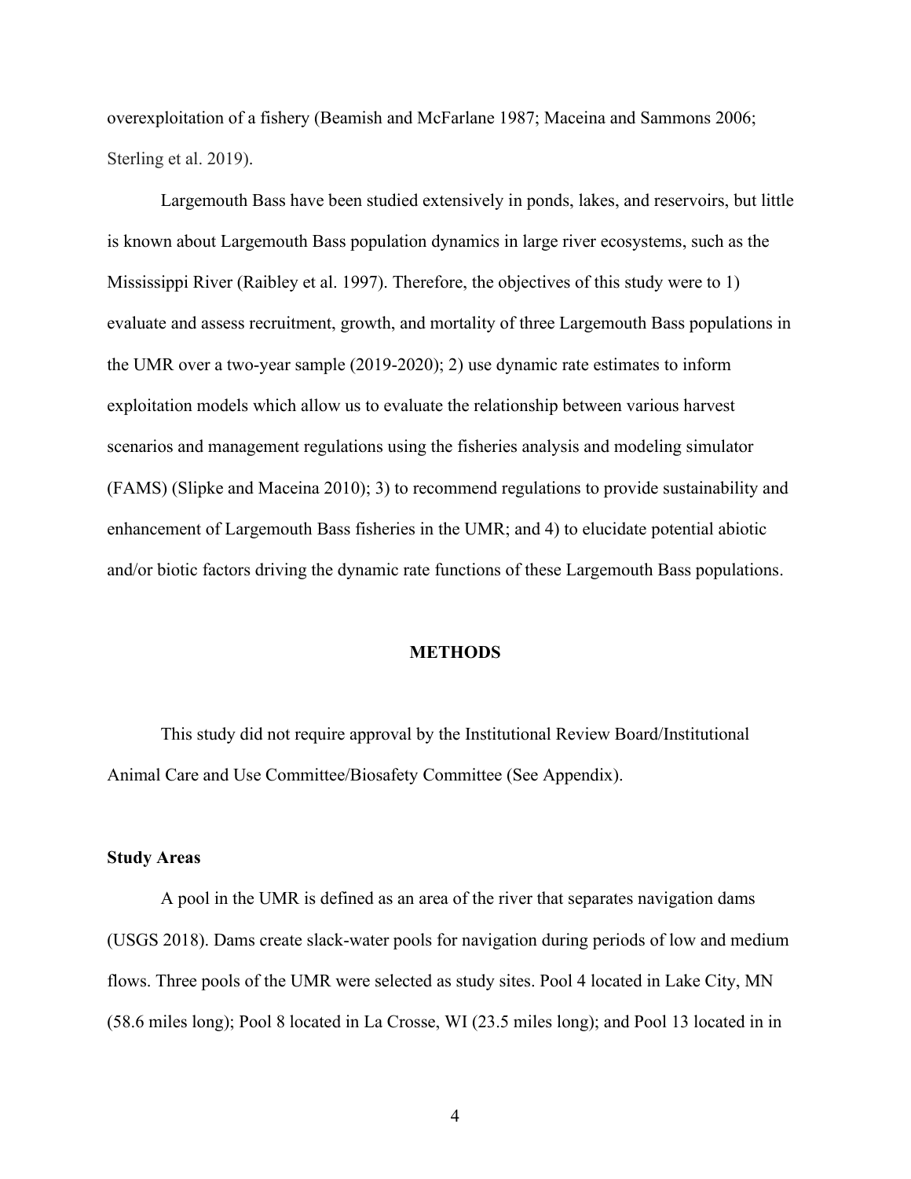overexploitation of a fishery (Beamish and McFarlane 1987; Maceina and Sammons 2006; Sterling et al. 2019).

Largemouth Bass have been studied extensively in ponds, lakes, and reservoirs, but little is known about Largemouth Bass population dynamics in large river ecosystems, such as the Mississippi River (Raibley et al. 1997). Therefore, the objectives of this study were to 1) evaluate and assess recruitment, growth, and mortality of three Largemouth Bass populations in the UMR over a two-year sample (2019-2020); 2) use dynamic rate estimates to inform exploitation models which allow us to evaluate the relationship between various harvest scenarios and management regulations using the fisheries analysis and modeling simulator (FAMS) (Slipke and Maceina 2010); 3) to recommend regulations to provide sustainability and enhancement of Largemouth Bass fisheries in the UMR; and 4) to elucidate potential abiotic and/or biotic factors driving the dynamic rate functions of these Largemouth Bass populations.

## METHODS

This study did not require approval by the Institutional Review Board/Institutional Animal Care and Use Committee/Biosafety Committee (See Appendix).

### Study Areas

A pool in the UMR is defined as an area of the river that separates navigation dams (USGS 2018). Dams create slack-water pools for navigation during periods of low and medium flows. Three pools of the UMR were selected as study sites. Pool 4 located in Lake City, MN (58.6 miles long); Pool 8 located in La Crosse, WI (23.5 miles long); and Pool 13 located in in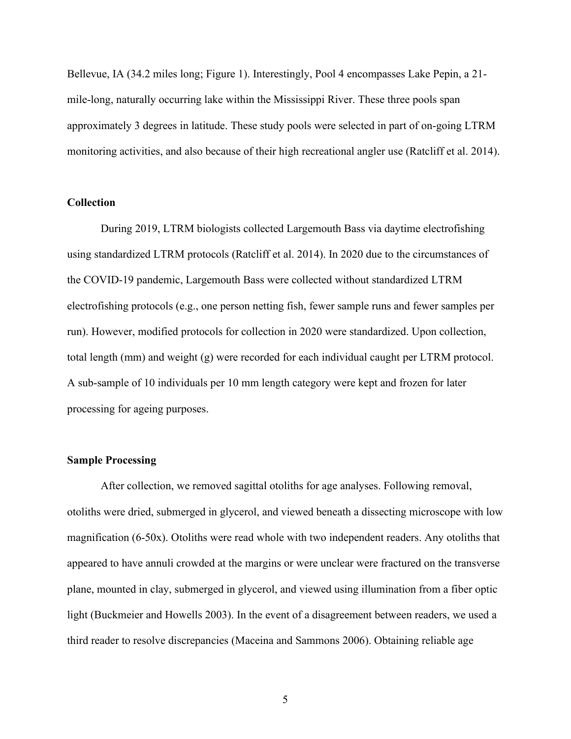Bellevue, IA (34.2 miles long; Figure 1). Interestingly, Pool 4 encompasses Lake Pepin, a 21-mile-long, naturally occurring lake within the Mississippi River. These three pools span approximately 3 degrees in latitude. These study pools were selected in part of on-going LTRM monitoring activities, and also because of their high recreational angler use (Ratcliff et al. 2014).

### Collection

During 2019, LTRM biologists collected Largemouth Bass via daytime electrofishing using standardized LTRM protocols (Ratcliff et al. 2014). In 2020 due to the circumstances of the COVID-19 pandemic, Largemouth Bass were collected without standardized LTRM electrofishing protocols (e.g., one person netting fish, fewer sample runs and fewer samples per run). However, modified protocols for collection in 2020 were standardized. Upon collection, total length (mm) and weight (g) were recorded for each individual caught per LTRM protocol. A sub-sample of 10 individuals per 10 mm length category were kept and frozen for later processing for ageing purposes.

### Sample Processing

After collection, we removed sagittal otoliths for age analyses. Following removal, otoliths were dried, submerged in glycerol, and viewed beneath a dissecting microscope with low magnification (6-50x). Otoliths were read whole with two independent readers. Any otoliths that appeared to have annuli crowded at the margins or were unclear were fractured on the transverse plane, mounted in clay, submerged in glycerol, and viewed using illumination from a fiber optic light (Buckmeier and Howells 2003). In the event of a disagreement between readers, we used a third reader to resolve discrepancies (Maceina and Sammons 2006). Obtaining reliable age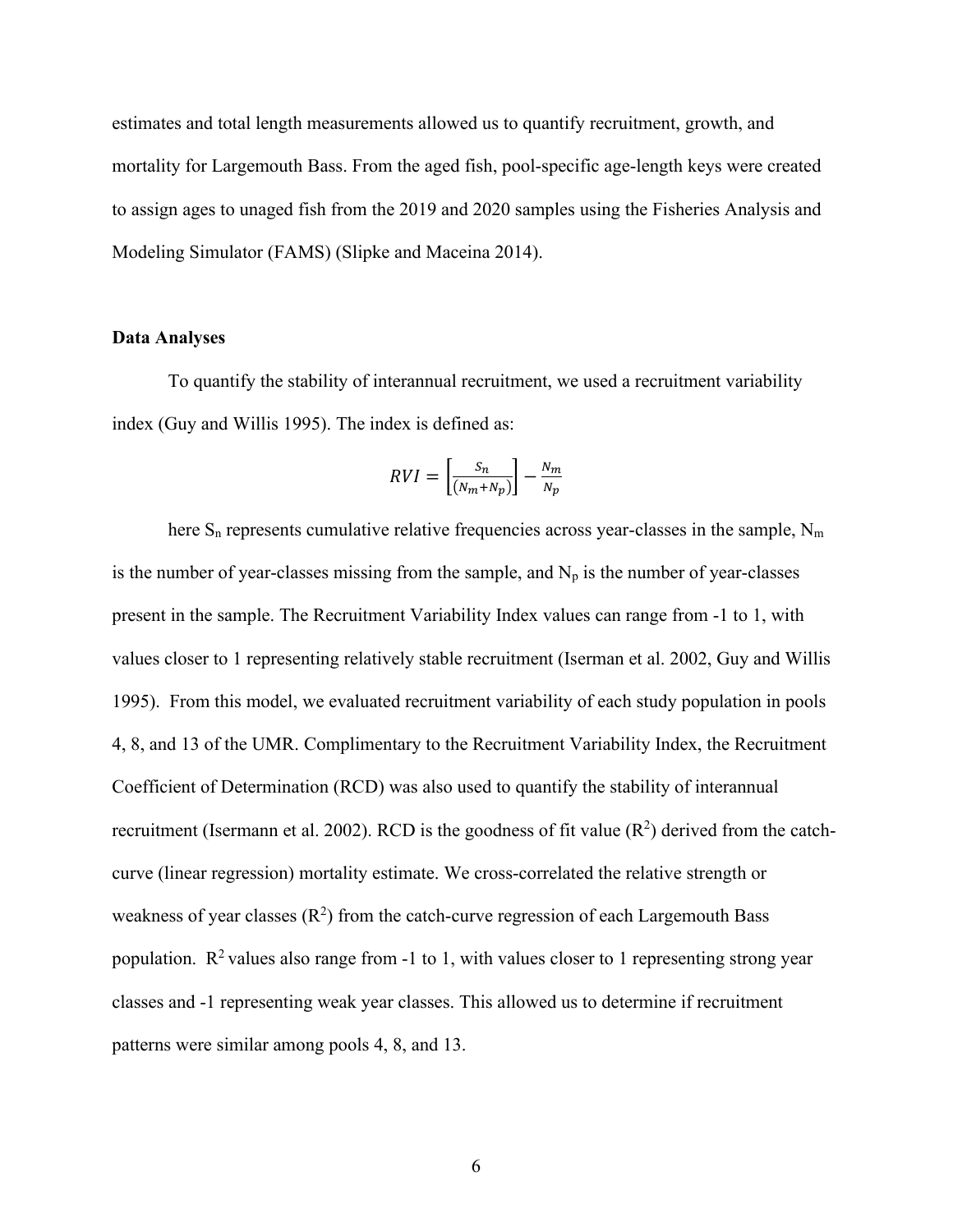estimates and total length measurements allowed us to quantify recruitment, growth, and mortality for Largemouth Bass. From the aged fish, pool-specific age-length keys were created to assign ages to unaged fish from the 2019 and 2020 samples using the Fisheries Analysis and Modeling Simulator (FAMS) (Slipke and Maceina 2014).

**Data Analyses**

To quantify the stability of interannual recruitment, we used a recruitment variability index (Guy and Willis 1995). The index is defined as:

$$RVI = \left[\frac{S_n}{(N_m + N_p)}\right] - \frac{N_m}{N_p}$$

here $S_n$ represents cumulative relative frequencies across year-classes in the sample, $N_m$ is the number of year-classes missing from the sample, and $N_p$ is the number of year-classes present in the sample. The Recruitment Variability Index values can range from -1 to 1, with values closer to 1 representing relatively stable recruitment (Iserman et al. 2002, Guy and Willis 1995). From this model, we evaluated recruitment variability of each study population in pools 4, 8, and 13 of the UMR. Complimentary to the Recruitment Variability Index, the Recruitment Coefficient of Determination (RCD) was also used to quantify the stability of interannual recruitment (Isermann et al. 2002). RCD is the goodness of fit value ($R^2$) derived from the catch-curve (linear regression) mortality estimate. We cross-correlated the relative strength or weakness of year classes ($R^2$) from the catch-curve regression of each Largemouth Bass population. $R^2$ values also range from -1 to 1, with values closer to 1 representing strong year classes and -1 representing weak year classes. This allowed us to determine if recruitment patterns were similar among pools 4, 8, and 13.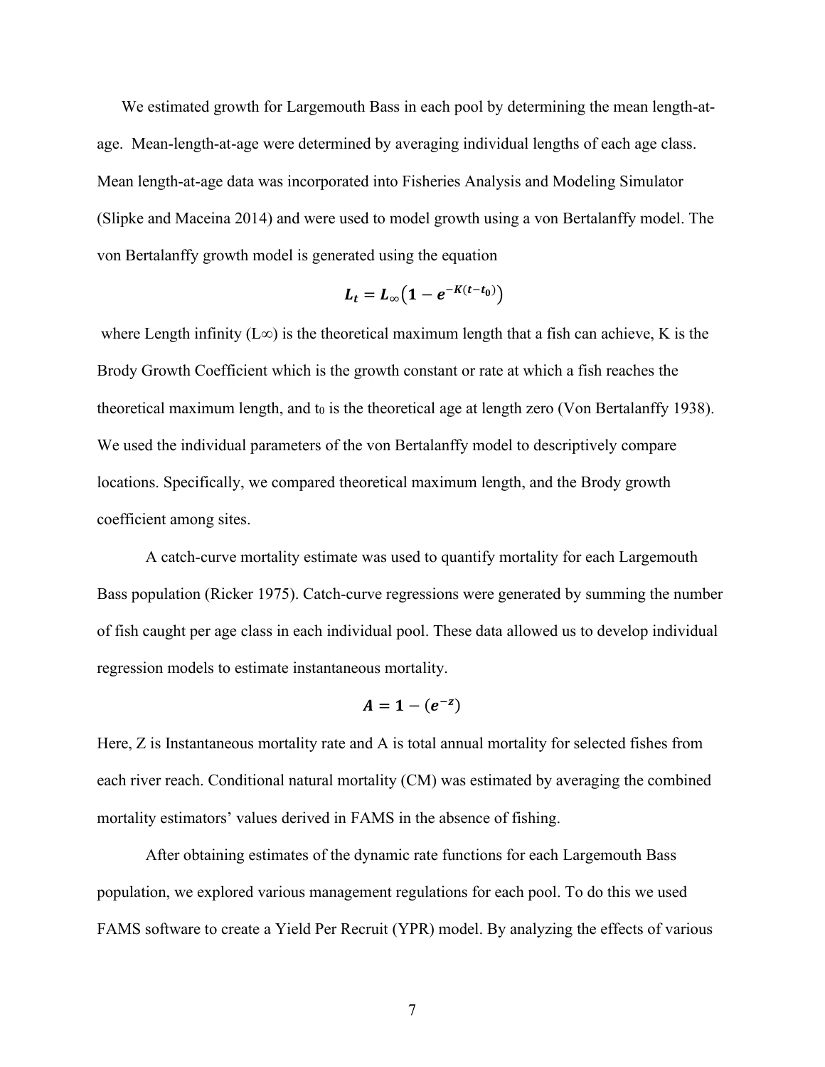We estimated growth for Largemouth Bass in each pool by determining the mean length-at-age. Mean-length-at-age were determined by averaging individual lengths of each age class. Mean length-at-age data was incorporated into Fisheries Analysis and Modeling Simulator (Slipke and Maceina 2014) and were used to model growth using a von Bertalanffy model. The von Bertalanffy growth model is generated using the equation

$$L_t = L_\infty\left(1 - e^{-K(t-t_0)}\right)$$

where Length infinity ($L\infty$) is the theoretical maximum length that a fish can achieve, K is the Brody Growth Coefficient which is the growth constant or rate at which a fish reaches the theoretical maximum length, and $t_0$ is the theoretical age at length zero (Von Bertalanffy 1938). We used the individual parameters of the von Bertalanffy model to descriptively compare locations. Specifically, we compared theoretical maximum length, and the Brody growth coefficient among sites.

A catch-curve mortality estimate was used to quantify mortality for each Largemouth Bass population (Ricker 1975). Catch-curve regressions were generated by summing the number of fish caught per age class in each individual pool. These data allowed us to develop individual regression models to estimate instantaneous mortality.

$$A = 1 - (e^{-z})$$

Here, Z is Instantaneous mortality rate and A is total annual mortality for selected fishes from each river reach. Conditional natural mortality (CM) was estimated by averaging the combined mortality estimators' values derived in FAMS in the absence of fishing.

After obtaining estimates of the dynamic rate functions for each Largemouth Bass population, we explored various management regulations for each pool. To do this we used FAMS software to create a Yield Per Recruit (YPR) model. By analyzing the effects of various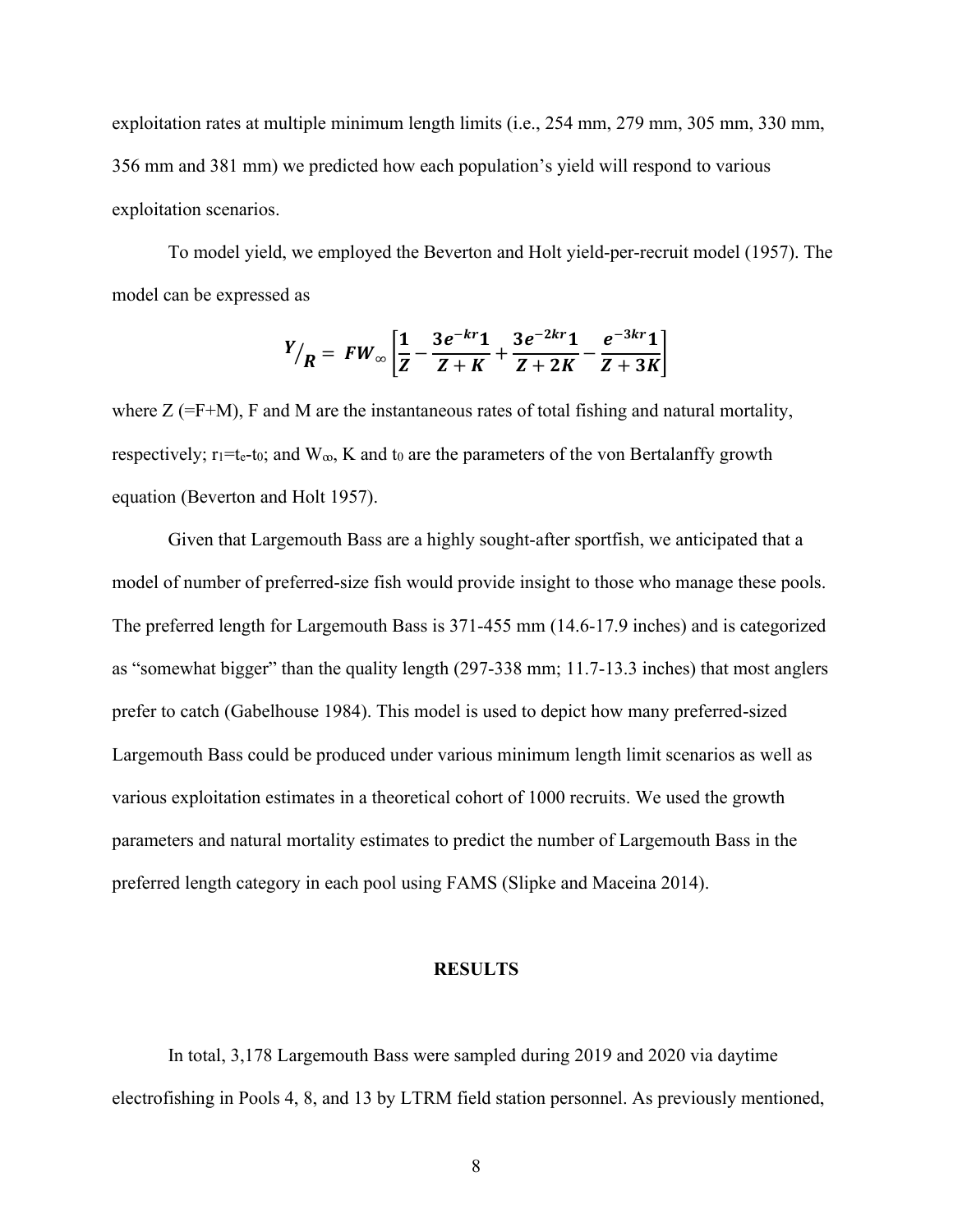exploitation rates at multiple minimum length limits (i.e., 254 mm, 279 mm, 305 mm, 330 mm, 356 mm and 381 mm) we predicted how each population's yield will respond to various exploitation scenarios.

To model yield, we employed the Beverton and Holt yield-per-recruit model (1957). The model can be expressed as

$$Y/_{R} = FW_{\infty}\left[\frac{1}{Z} - \frac{3e^{-kr}\mathbf{1}}{Z+K} + \frac{3e^{-2kr}\mathbf{1}}{Z+2K} - \frac{e^{-3kr}\mathbf{1}}{Z+3K}\right]$$

where Z (=F+M), F and M are the instantaneous rates of total fishing and natural mortality, respectively; $r_1$=$t_e$-$t_0$; and $W_\infty$, K and $t_0$ are the parameters of the von Bertalanffy growth equation (Beverton and Holt 1957).

Given that Largemouth Bass are a highly sought-after sportfish, we anticipated that a model of number of preferred-size fish would provide insight to those who manage these pools. The preferred length for Largemouth Bass is 371-455 mm (14.6-17.9 inches) and is categorized as "somewhat bigger" than the quality length (297-338 mm; 11.7-13.3 inches) that most anglers prefer to catch (Gabelhouse 1984). This model is used to depict how many preferred-sized Largemouth Bass could be produced under various minimum length limit scenarios as well as various exploitation estimates in a theoretical cohort of 1000 recruits. We used the growth parameters and natural mortality estimates to predict the number of Largemouth Bass in the preferred length category in each pool using FAMS (Slipke and Maceina 2014).

## RESULTS

In total, 3,178 Largemouth Bass were sampled during 2019 and 2020 via daytime electrofishing in Pools 4, 8, and 13 by LTRM field station personnel. As previously mentioned,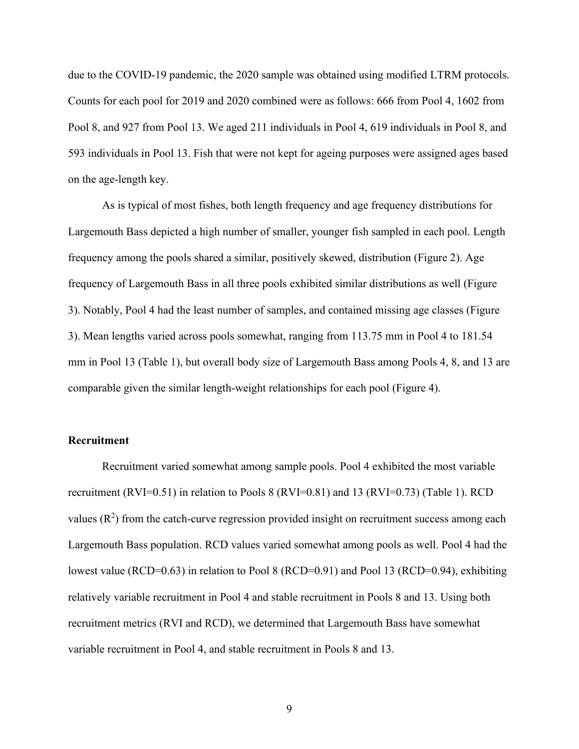due to the COVID-19 pandemic, the 2020 sample was obtained using modified LTRM protocols. Counts for each pool for 2019 and 2020 combined were as follows: 666 from Pool 4, 1602 from Pool 8, and 927 from Pool 13. We aged 211 individuals in Pool 4, 619 individuals in Pool 8, and 593 individuals in Pool 13. Fish that were not kept for ageing purposes were assigned ages based on the age-length key.

As is typical of most fishes, both length frequency and age frequency distributions for Largemouth Bass depicted a high number of smaller, younger fish sampled in each pool. Length frequency among the pools shared a similar, positively skewed, distribution (Figure 2). Age frequency of Largemouth Bass in all three pools exhibited similar distributions as well (Figure 3). Notably, Pool 4 had the least number of samples, and contained missing age classes (Figure 3). Mean lengths varied across pools somewhat, ranging from 113.75 mm in Pool 4 to 181.54 mm in Pool 13 (Table 1), but overall body size of Largemouth Bass among Pools 4, 8, and 13 are comparable given the similar length-weight relationships for each pool (Figure 4).

### Recruitment

Recruitment varied somewhat among sample pools. Pool 4 exhibited the most variable recruitment (RVI=0.51) in relation to Pools 8 (RVI=0.81) and 13 (RVI=0.73) (Table 1). RCD values ($R^2$) from the catch-curve regression provided insight on recruitment success among each Largemouth Bass population. RCD values varied somewhat among pools as well. Pool 4 had the lowest value (RCD=0.63) in relation to Pool 8 (RCD=0.91) and Pool 13 (RCD=0.94), exhibiting relatively variable recruitment in Pool 4 and stable recruitment in Pools 8 and 13. Using both recruitment metrics (RVI and RCD), we determined that Largemouth Bass have somewhat variable recruitment in Pool 4, and stable recruitment in Pools 8 and 13.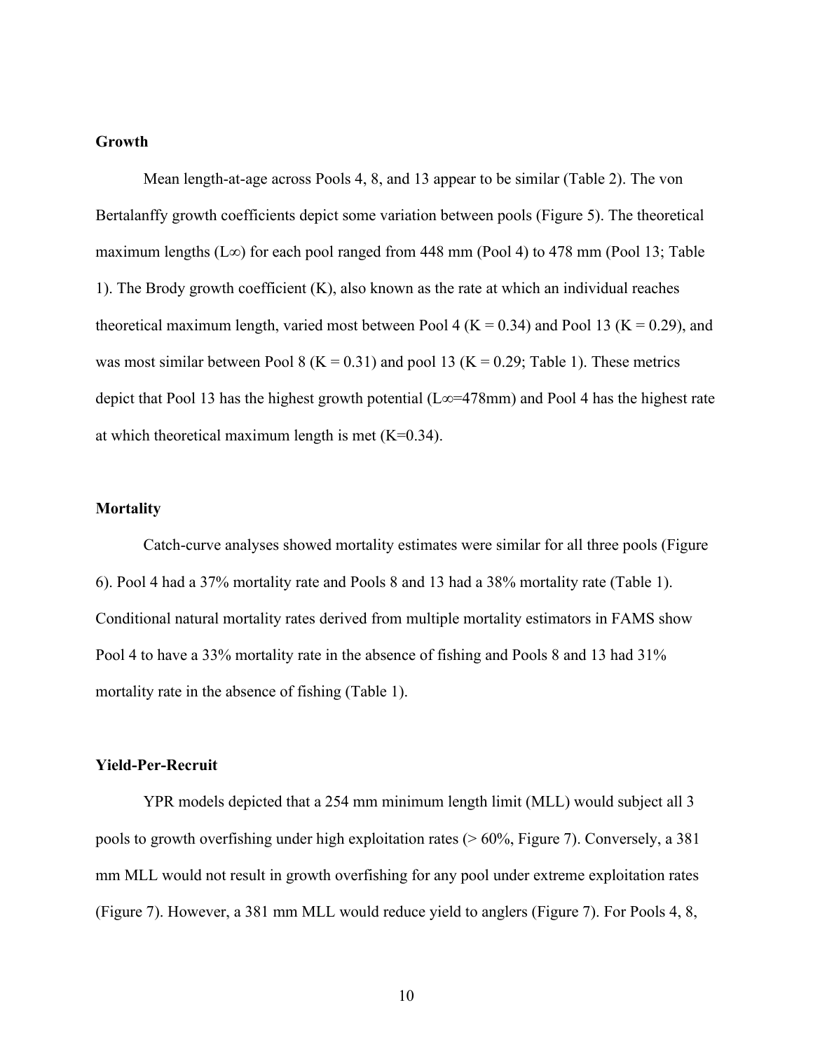### Growth

Mean length-at-age across Pools 4, 8, and 13 appear to be similar (Table 2). The von Bertalanffy growth coefficients depict some variation between pools (Figure 5). The theoretical maximum lengths ($L\infty$) for each pool ranged from 448 mm (Pool 4) to 478 mm (Pool 13; Table 1). The Brody growth coefficient (K), also known as the rate at which an individual reaches theoretical maximum length, varied most between Pool 4 ($K = 0.34$) and Pool 13 ($K = 0.29$), and was most similar between Pool 8 ($K = 0.31$) and pool 13 ($K = 0.29$; Table 1). These metrics depict that Pool 13 has the highest growth potential ($L\infty$=478mm) and Pool 4 has the highest rate at which theoretical maximum length is met ($K$=0.34).

### Mortality

Catch-curve analyses showed mortality estimates were similar for all three pools (Figure 6). Pool 4 had a 37% mortality rate and Pools 8 and 13 had a 38% mortality rate (Table 1). Conditional natural mortality rates derived from multiple mortality estimators in FAMS show Pool 4 to have a 33% mortality rate in the absence of fishing and Pools 8 and 13 had 31% mortality rate in the absence of fishing (Table 1).

### Yield-Per-Recruit

YPR models depicted that a 254 mm minimum length limit (MLL) would subject all 3 pools to growth overfishing under high exploitation rates (> 60%, Figure 7). Conversely, a 381 mm MLL would not result in growth overfishing for any pool under extreme exploitation rates (Figure 7). However, a 381 mm MLL would reduce yield to anglers (Figure 7). For Pools 4, 8,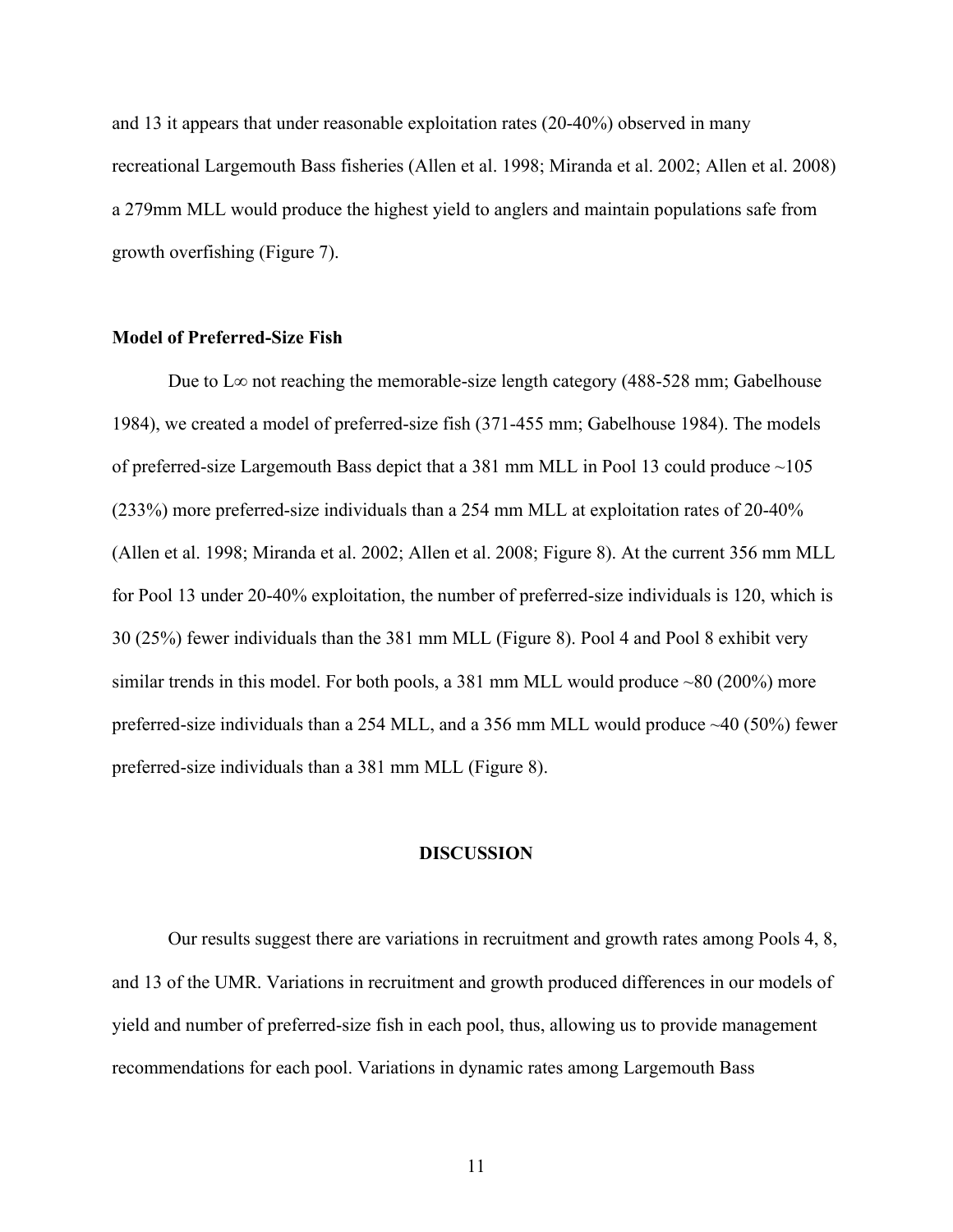and 13 it appears that under reasonable exploitation rates (20-40%) observed in many recreational Largemouth Bass fisheries (Allen et al. 1998; Miranda et al. 2002; Allen et al. 2008) a 279mm MLL would produce the highest yield to anglers and maintain populations safe from growth overfishing (Figure 7).

### Model of Preferred-Size Fish

Due to L∞ not reaching the memorable-size length category (488-528 mm; Gabelhouse 1984), we created a model of preferred-size fish (371-455 mm; Gabelhouse 1984). The models of preferred-size Largemouth Bass depict that a 381 mm MLL in Pool 13 could produce ~105 (233%) more preferred-size individuals than a 254 mm MLL at exploitation rates of 20-40% (Allen et al. 1998; Miranda et al. 2002; Allen et al. 2008; Figure 8). At the current 356 mm MLL for Pool 13 under 20-40% exploitation, the number of preferred-size individuals is 120, which is 30 (25%) fewer individuals than the 381 mm MLL (Figure 8). Pool 4 and Pool 8 exhibit very similar trends in this model. For both pools, a 381 mm MLL would produce ~80 (200%) more preferred-size individuals than a 254 MLL, and a 356 mm MLL would produce ~40 (50%) fewer preferred-size individuals than a 381 mm MLL (Figure 8).

## DISCUSSION

Our results suggest there are variations in recruitment and growth rates among Pools 4, 8, and 13 of the UMR. Variations in recruitment and growth produced differences in our models of yield and number of preferred-size fish in each pool, thus, allowing us to provide management recommendations for each pool. Variations in dynamic rates among Largemouth Bass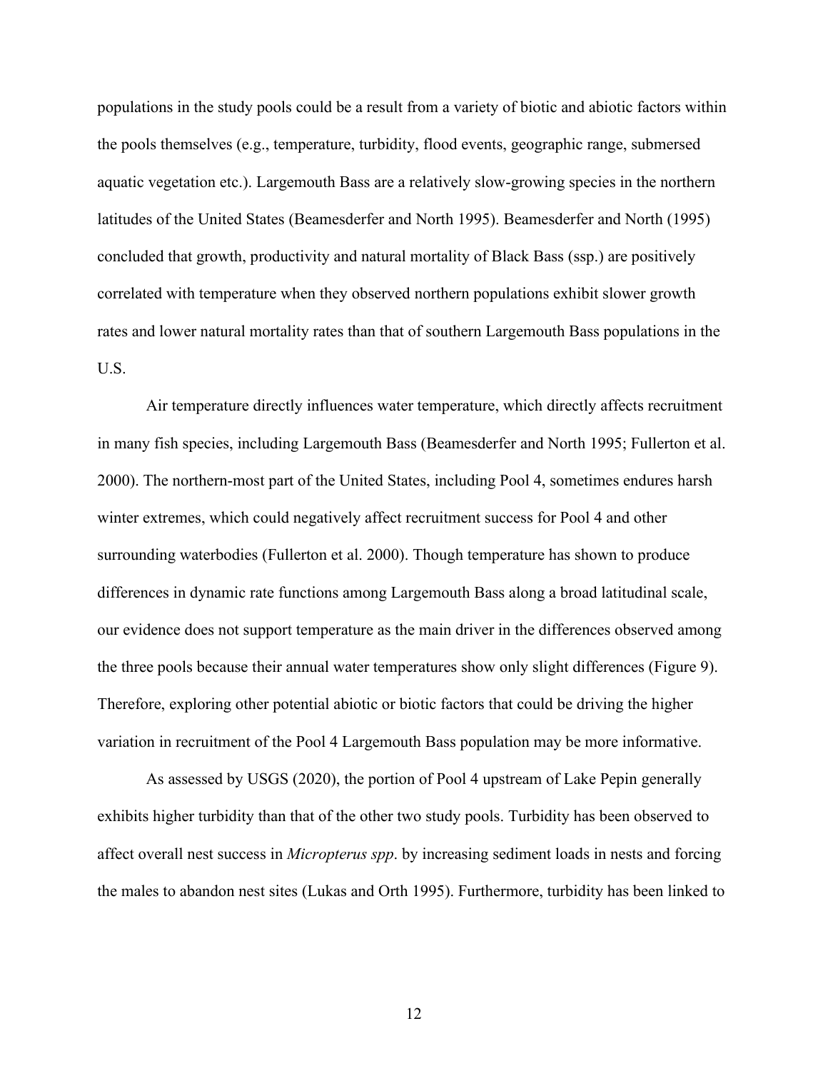populations in the study pools could be a result from a variety of biotic and abiotic factors within the pools themselves (e.g., temperature, turbidity, flood events, geographic range, submersed aquatic vegetation etc.). Largemouth Bass are a relatively slow-growing species in the northern latitudes of the United States (Beamesderfer and North 1995). Beamesderfer and North (1995) concluded that growth, productivity and natural mortality of Black Bass (ssp.) are positively correlated with temperature when they observed northern populations exhibit slower growth rates and lower natural mortality rates than that of southern Largemouth Bass populations in the U.S.

Air temperature directly influences water temperature, which directly affects recruitment in many fish species, including Largemouth Bass (Beamesderfer and North 1995; Fullerton et al. 2000). The northern-most part of the United States, including Pool 4, sometimes endures harsh winter extremes, which could negatively affect recruitment success for Pool 4 and other surrounding waterbodies (Fullerton et al. 2000). Though temperature has shown to produce differences in dynamic rate functions among Largemouth Bass along a broad latitudinal scale, our evidence does not support temperature as the main driver in the differences observed among the three pools because their annual water temperatures show only slight differences (Figure 9). Therefore, exploring other potential abiotic or biotic factors that could be driving the higher variation in recruitment of the Pool 4 Largemouth Bass population may be more informative.

As assessed by USGS (2020), the portion of Pool 4 upstream of Lake Pepin generally exhibits higher turbidity than that of the other two study pools. Turbidity has been observed to affect overall nest success in *Micropterus spp*. by increasing sediment loads in nests and forcing the males to abandon nest sites (Lukas and Orth 1995). Furthermore, turbidity has been linked to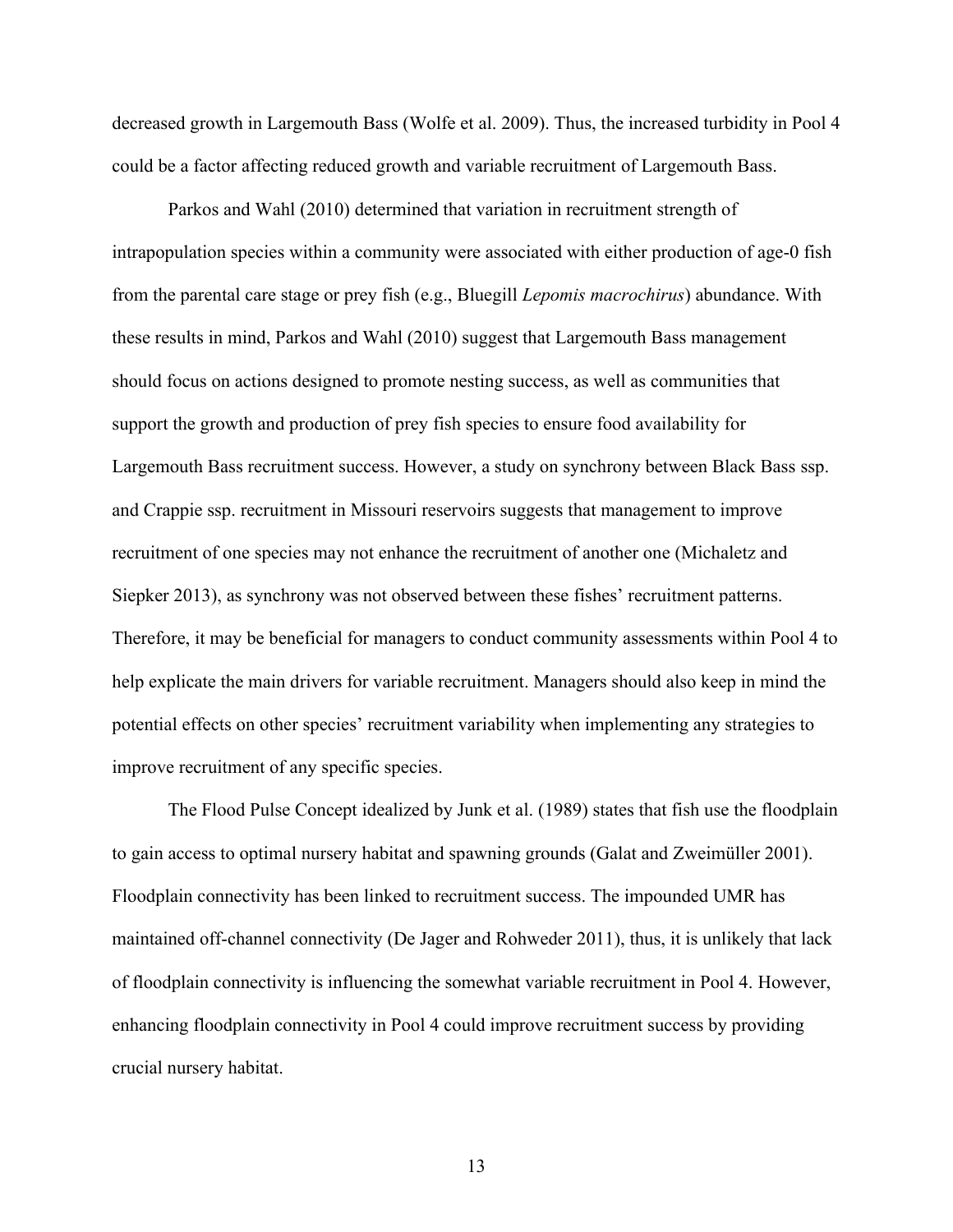decreased growth in Largemouth Bass (Wolfe et al. 2009). Thus, the increased turbidity in Pool 4 could be a factor affecting reduced growth and variable recruitment of Largemouth Bass.

Parkos and Wahl (2010) determined that variation in recruitment strength of intrapopulation species within a community were associated with either production of age-0 fish from the parental care stage or prey fish (e.g., Bluegill *Lepomis macrochirus*) abundance. With these results in mind, Parkos and Wahl (2010) suggest that Largemouth Bass management should focus on actions designed to promote nesting success, as well as communities that support the growth and production of prey fish species to ensure food availability for Largemouth Bass recruitment success. However, a study on synchrony between Black Bass ssp. and Crappie ssp. recruitment in Missouri reservoirs suggests that management to improve recruitment of one species may not enhance the recruitment of another one (Michaletz and Siepker 2013), as synchrony was not observed between these fishes' recruitment patterns. Therefore, it may be beneficial for managers to conduct community assessments within Pool 4 to help explicate the main drivers for variable recruitment. Managers should also keep in mind the potential effects on other species' recruitment variability when implementing any strategies to improve recruitment of any specific species.

The Flood Pulse Concept idealized by Junk et al. (1989) states that fish use the floodplain to gain access to optimal nursery habitat and spawning grounds (Galat and Zweimüller 2001). Floodplain connectivity has been linked to recruitment success. The impounded UMR has maintained off-channel connectivity (De Jager and Rohweder 2011), thus, it is unlikely that lack of floodplain connectivity is influencing the somewhat variable recruitment in Pool 4. However, enhancing floodplain connectivity in Pool 4 could improve recruitment success by providing crucial nursery habitat.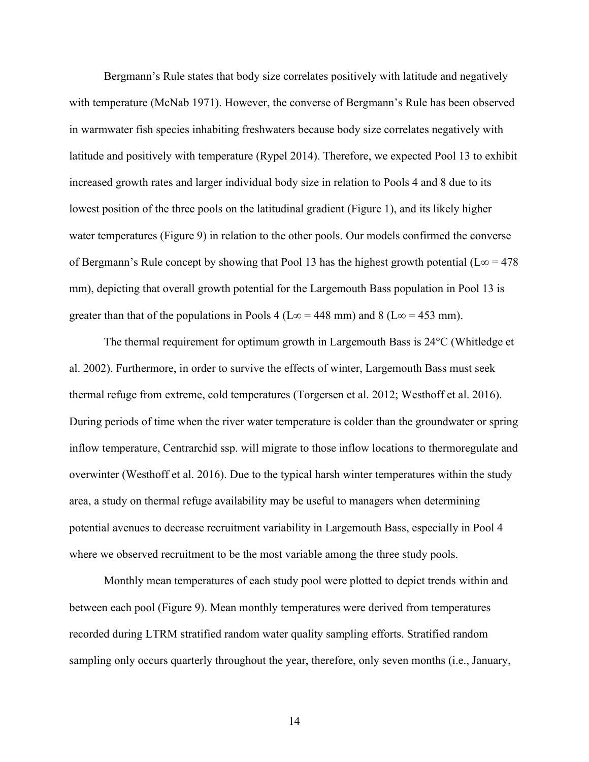Bergmann's Rule states that body size correlates positively with latitude and negatively with temperature (McNab 1971). However, the converse of Bergmann's Rule has been observed in warmwater fish species inhabiting freshwaters because body size correlates negatively with latitude and positively with temperature (Rypel 2014). Therefore, we expected Pool 13 to exhibit increased growth rates and larger individual body size in relation to Pools 4 and 8 due to its lowest position of the three pools on the latitudinal gradient (Figure 1), and its likely higher water temperatures (Figure 9) in relation to the other pools. Our models confirmed the converse of Bergmann's Rule concept by showing that Pool 13 has the highest growth potential ($L_\infty = 478$ mm), depicting that overall growth potential for the Largemouth Bass population in Pool 13 is greater than that of the populations in Pools 4 ($L_\infty = 448$ mm) and 8 ($L_\infty = 453$ mm).

The thermal requirement for optimum growth in Largemouth Bass is 24°C (Whitledge et al. 2002). Furthermore, in order to survive the effects of winter, Largemouth Bass must seek thermal refuge from extreme, cold temperatures (Torgersen et al. 2012; Westhoff et al. 2016). During periods of time when the river water temperature is colder than the groundwater or spring inflow temperature, Centrarchid ssp. will migrate to those inflow locations to thermoregulate and overwinter (Westhoff et al. 2016). Due to the typical harsh winter temperatures within the study area, a study on thermal refuge availability may be useful to managers when determining potential avenues to decrease recruitment variability in Largemouth Bass, especially in Pool 4 where we observed recruitment to be the most variable among the three study pools.

Monthly mean temperatures of each study pool were plotted to depict trends within and between each pool (Figure 9). Mean monthly temperatures were derived from temperatures recorded during LTRM stratified random water quality sampling efforts. Stratified random sampling only occurs quarterly throughout the year, therefore, only seven months (i.e., January,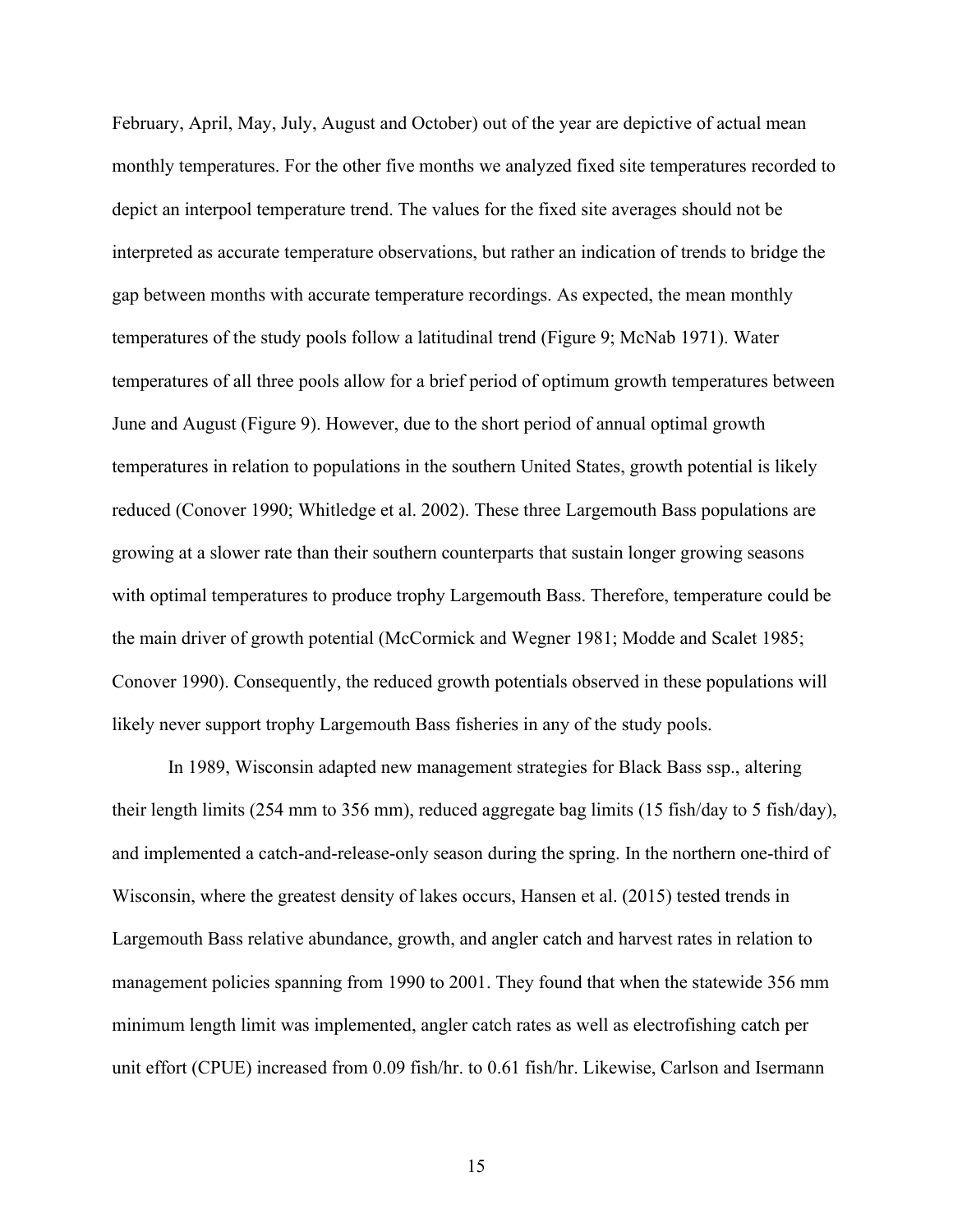February, April, May, July, August and October) out of the year are depictive of actual mean monthly temperatures. For the other five months we analyzed fixed site temperatures recorded to depict an interpool temperature trend. The values for the fixed site averages should not be interpreted as accurate temperature observations, but rather an indication of trends to bridge the gap between months with accurate temperature recordings. As expected, the mean monthly temperatures of the study pools follow a latitudinal trend (Figure 9; McNab 1971). Water temperatures of all three pools allow for a brief period of optimum growth temperatures between June and August (Figure 9). However, due to the short period of annual optimal growth temperatures in relation to populations in the southern United States, growth potential is likely reduced (Conover 1990; Whitledge et al. 2002). These three Largemouth Bass populations are growing at a slower rate than their southern counterparts that sustain longer growing seasons with optimal temperatures to produce trophy Largemouth Bass. Therefore, temperature could be the main driver of growth potential (McCormick and Wegner 1981; Modde and Scalet 1985; Conover 1990). Consequently, the reduced growth potentials observed in these populations will likely never support trophy Largemouth Bass fisheries in any of the study pools.

In 1989, Wisconsin adapted new management strategies for Black Bass ssp., altering their length limits (254 mm to 356 mm), reduced aggregate bag limits (15 fish/day to 5 fish/day), and implemented a catch-and-release-only season during the spring. In the northern one-third of Wisconsin, where the greatest density of lakes occurs, Hansen et al. (2015) tested trends in Largemouth Bass relative abundance, growth, and angler catch and harvest rates in relation to management policies spanning from 1990 to 2001. They found that when the statewide 356 mm minimum length limit was implemented, angler catch rates as well as electrofishing catch per unit effort (CPUE) increased from 0.09 fish/hr. to 0.61 fish/hr. Likewise, Carlson and Isermann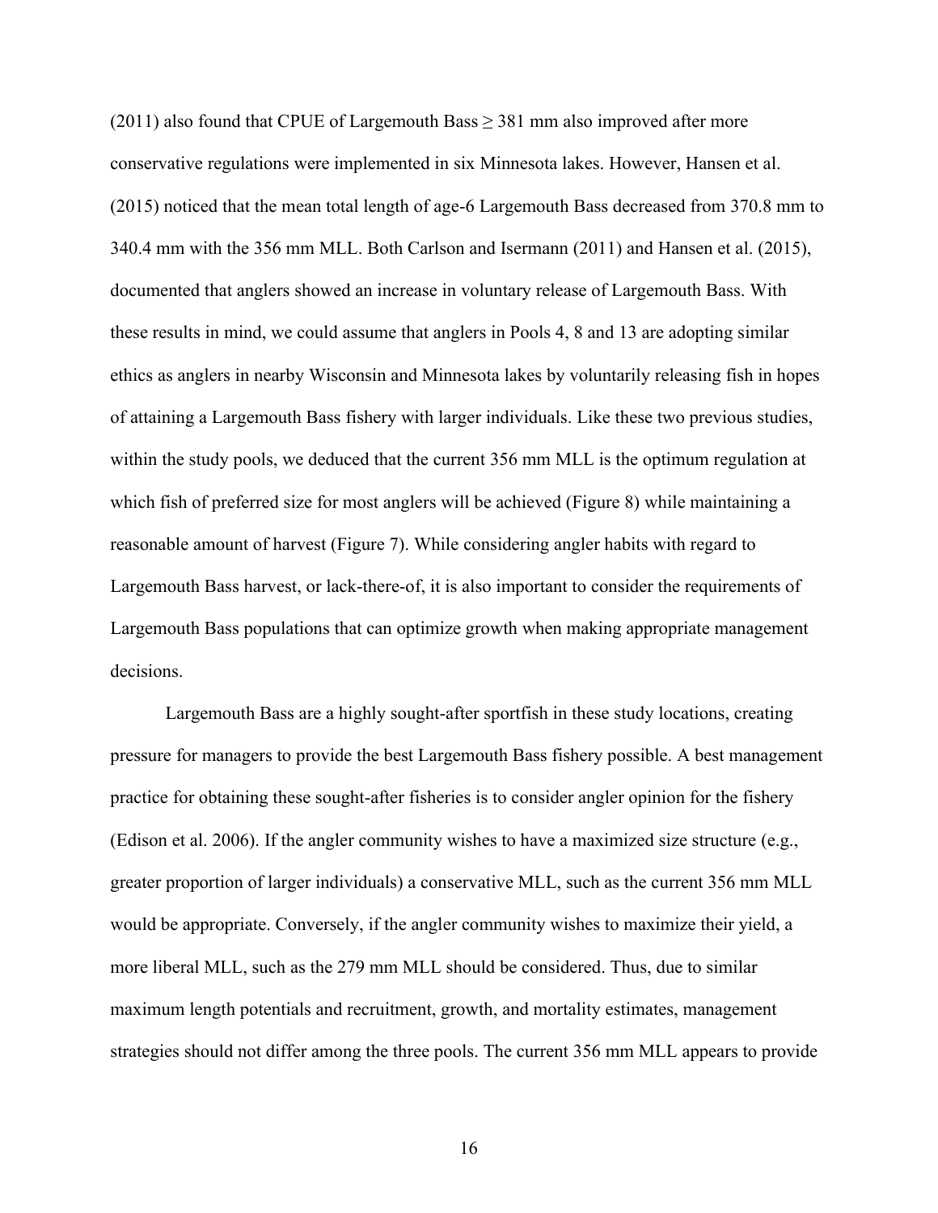(2011) also found that CPUE of Largemouth Bass ≥ 381 mm also improved after more conservative regulations were implemented in six Minnesota lakes. However, Hansen et al. (2015) noticed that the mean total length of age-6 Largemouth Bass decreased from 370.8 mm to 340.4 mm with the 356 mm MLL. Both Carlson and Isermann (2011) and Hansen et al. (2015), documented that anglers showed an increase in voluntary release of Largemouth Bass. With these results in mind, we could assume that anglers in Pools 4, 8 and 13 are adopting similar ethics as anglers in nearby Wisconsin and Minnesota lakes by voluntarily releasing fish in hopes of attaining a Largemouth Bass fishery with larger individuals. Like these two previous studies, within the study pools, we deduced that the current 356 mm MLL is the optimum regulation at which fish of preferred size for most anglers will be achieved (Figure 8) while maintaining a reasonable amount of harvest (Figure 7). While considering angler habits with regard to Largemouth Bass harvest, or lack-there-of, it is also important to consider the requirements of Largemouth Bass populations that can optimize growth when making appropriate management decisions.

Largemouth Bass are a highly sought-after sportfish in these study locations, creating pressure for managers to provide the best Largemouth Bass fishery possible. A best management practice for obtaining these sought-after fisheries is to consider angler opinion for the fishery (Edison et al. 2006). If the angler community wishes to have a maximized size structure (e.g., greater proportion of larger individuals) a conservative MLL, such as the current 356 mm MLL would be appropriate. Conversely, if the angler community wishes to maximize their yield, a more liberal MLL, such as the 279 mm MLL should be considered. Thus, due to similar maximum length potentials and recruitment, growth, and mortality estimates, management strategies should not differ among the three pools. The current 356 mm MLL appears to provide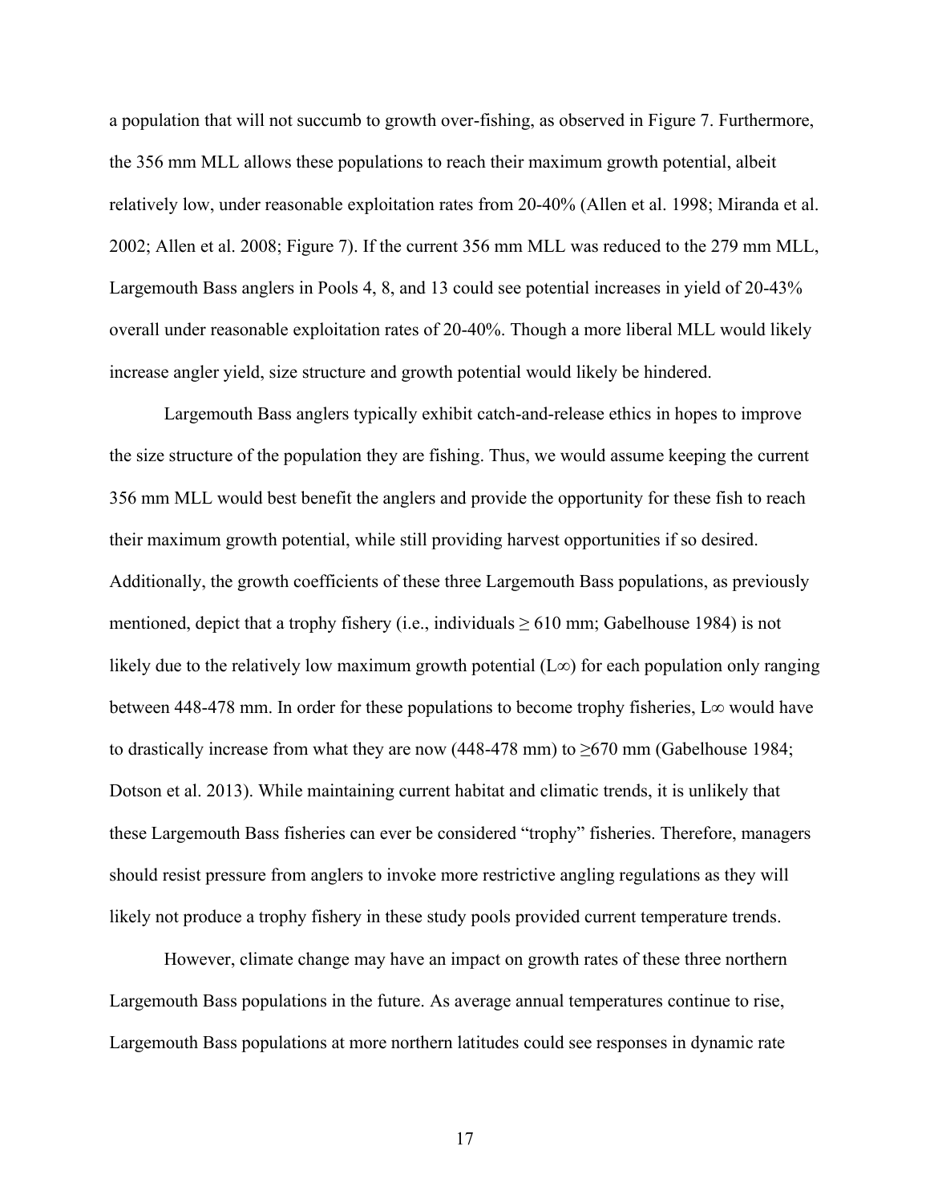a population that will not succumb to growth over-fishing, as observed in Figure 7. Furthermore, the 356 mm MLL allows these populations to reach their maximum growth potential, albeit relatively low, under reasonable exploitation rates from 20-40% (Allen et al. 1998; Miranda et al. 2002; Allen et al. 2008; Figure 7). If the current 356 mm MLL was reduced to the 279 mm MLL, Largemouth Bass anglers in Pools 4, 8, and 13 could see potential increases in yield of 20-43% overall under reasonable exploitation rates of 20-40%. Though a more liberal MLL would likely increase angler yield, size structure and growth potential would likely be hindered.

Largemouth Bass anglers typically exhibit catch-and-release ethics in hopes to improve the size structure of the population they are fishing. Thus, we would assume keeping the current 356 mm MLL would best benefit the anglers and provide the opportunity for these fish to reach their maximum growth potential, while still providing harvest opportunities if so desired. Additionally, the growth coefficients of these three Largemouth Bass populations, as previously mentioned, depict that a trophy fishery (i.e., individuals ≥ 610 mm; Gabelhouse 1984) is not likely due to the relatively low maximum growth potential ($L\infty$) for each population only ranging between 448-478 mm. In order for these populations to become trophy fisheries, $L\infty$ would have to drastically increase from what they are now (448-478 mm) to ≥670 mm (Gabelhouse 1984; Dotson et al. 2013). While maintaining current habitat and climatic trends, it is unlikely that these Largemouth Bass fisheries can ever be considered "trophy" fisheries. Therefore, managers should resist pressure from anglers to invoke more restrictive angling regulations as they will likely not produce a trophy fishery in these study pools provided current temperature trends.

However, climate change may have an impact on growth rates of these three northern Largemouth Bass populations in the future. As average annual temperatures continue to rise, Largemouth Bass populations at more northern latitudes could see responses in dynamic rate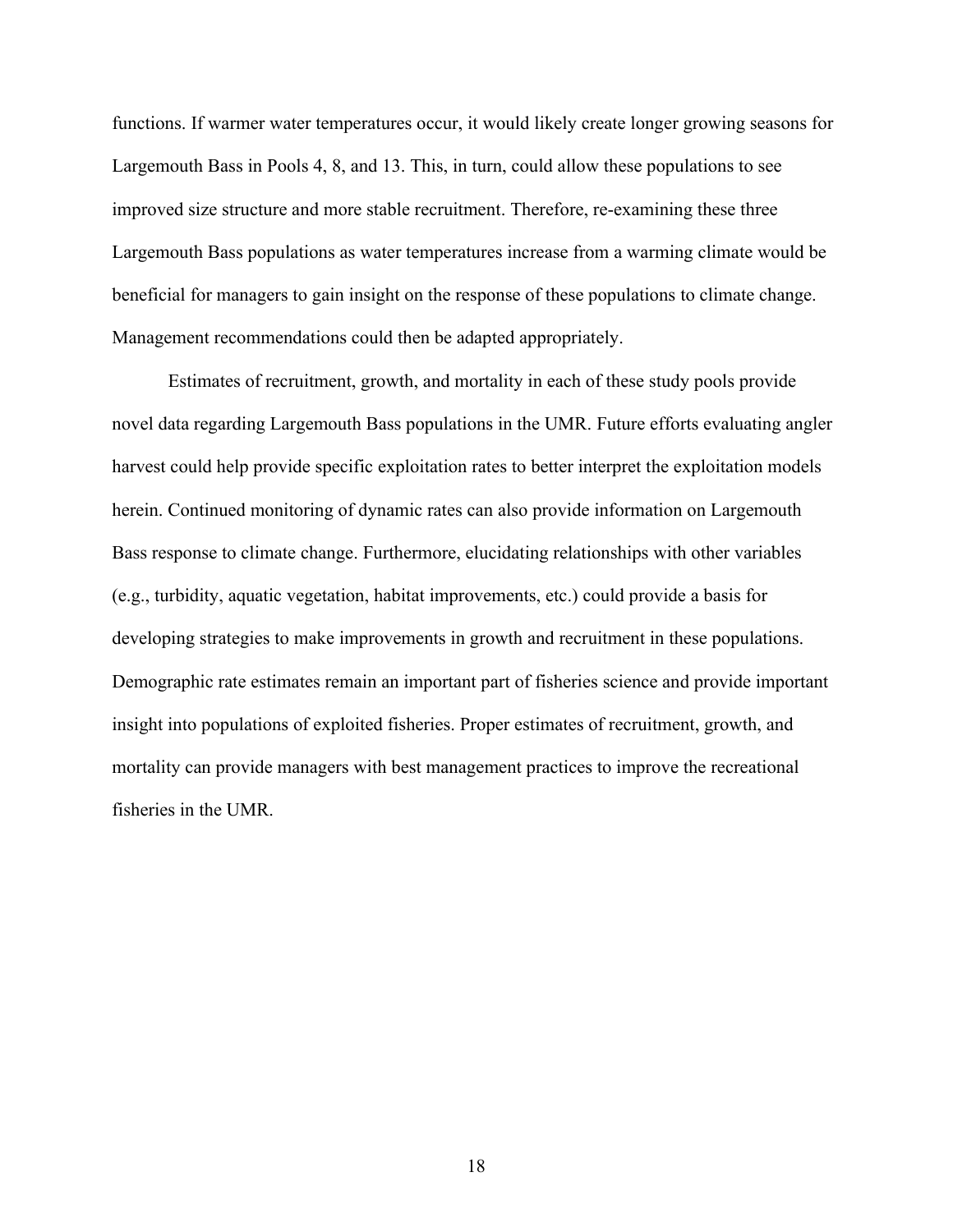functions. If warmer water temperatures occur, it would likely create longer growing seasons for Largemouth Bass in Pools 4, 8, and 13. This, in turn, could allow these populations to see improved size structure and more stable recruitment. Therefore, re-examining these three Largemouth Bass populations as water temperatures increase from a warming climate would be beneficial for managers to gain insight on the response of these populations to climate change. Management recommendations could then be adapted appropriately.

Estimates of recruitment, growth, and mortality in each of these study pools provide novel data regarding Largemouth Bass populations in the UMR. Future efforts evaluating angler harvest could help provide specific exploitation rates to better interpret the exploitation models herein. Continued monitoring of dynamic rates can also provide information on Largemouth Bass response to climate change. Furthermore, elucidating relationships with other variables (e.g., turbidity, aquatic vegetation, habitat improvements, etc.) could provide a basis for developing strategies to make improvements in growth and recruitment in these populations. Demographic rate estimates remain an important part of fisheries science and provide important insight into populations of exploited fisheries. Proper estimates of recruitment, growth, and mortality can provide managers with best management practices to improve the recreational fisheries in the UMR.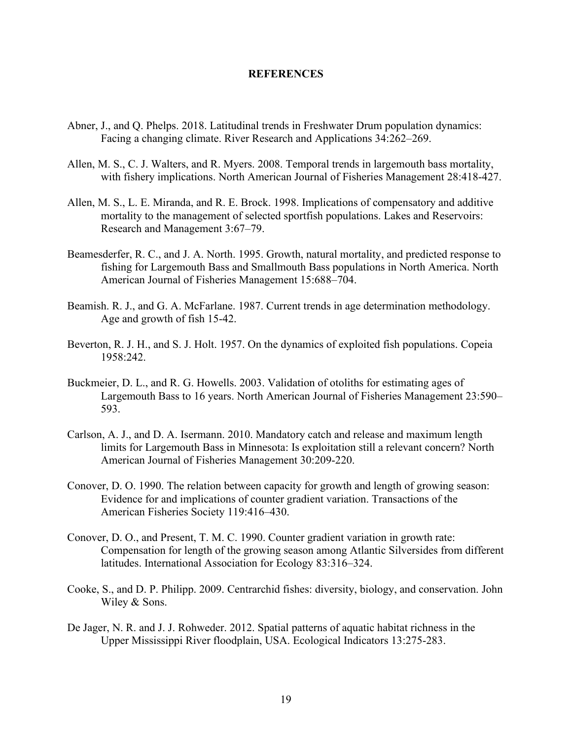# REFERENCES

Abner, J., and Q. Phelps. 2018. Latitudinal trends in Freshwater Drum population dynamics: Facing a changing climate. River Research and Applications 34:262–269.

Allen, M. S., C. J. Walters, and R. Myers. 2008. Temporal trends in largemouth bass mortality, with fishery implications. North American Journal of Fisheries Management 28:418-427.

Allen, M. S., L. E. Miranda, and R. E. Brock. 1998. Implications of compensatory and additive mortality to the management of selected sportfish populations. Lakes and Reservoirs: Research and Management 3:67–79.

Beamesderfer, R. C., and J. A. North. 1995. Growth, natural mortality, and predicted response to fishing for Largemouth Bass and Smallmouth Bass populations in North America. North American Journal of Fisheries Management 15:688–704.

Beamish. R. J., and G. A. McFarlane. 1987. Current trends in age determination methodology. Age and growth of fish 15-42.

Beverton, R. J. H., and S. J. Holt. 1957. On the dynamics of exploited fish populations. Copeia 1958:242.

Buckmeier, D. L., and R. G. Howells. 2003. Validation of otoliths for estimating ages of Largemouth Bass to 16 years. North American Journal of Fisheries Management 23:590–593.

Carlson, A. J., and D. A. Isermann. 2010. Mandatory catch and release and maximum length limits for Largemouth Bass in Minnesota: Is exploitation still a relevant concern? North American Journal of Fisheries Management 30:209-220.

Conover, D. O. 1990. The relation between capacity for growth and length of growing season: Evidence for and implications of counter gradient variation. Transactions of the American Fisheries Society 119:416–430.

Conover, D. O., and Present, T. M. C. 1990. Counter gradient variation in growth rate: Compensation for length of the growing season among Atlantic Silversides from different latitudes. International Association for Ecology 83:316–324.

Cooke, S., and D. P. Philipp. 2009. Centrarchid fishes: diversity, biology, and conservation. John Wiley & Sons.

De Jager, N. R. and J. J. Rohweder. 2012. Spatial patterns of aquatic habitat richness in the Upper Mississippi River floodplain, USA. Ecological Indicators 13:275-283.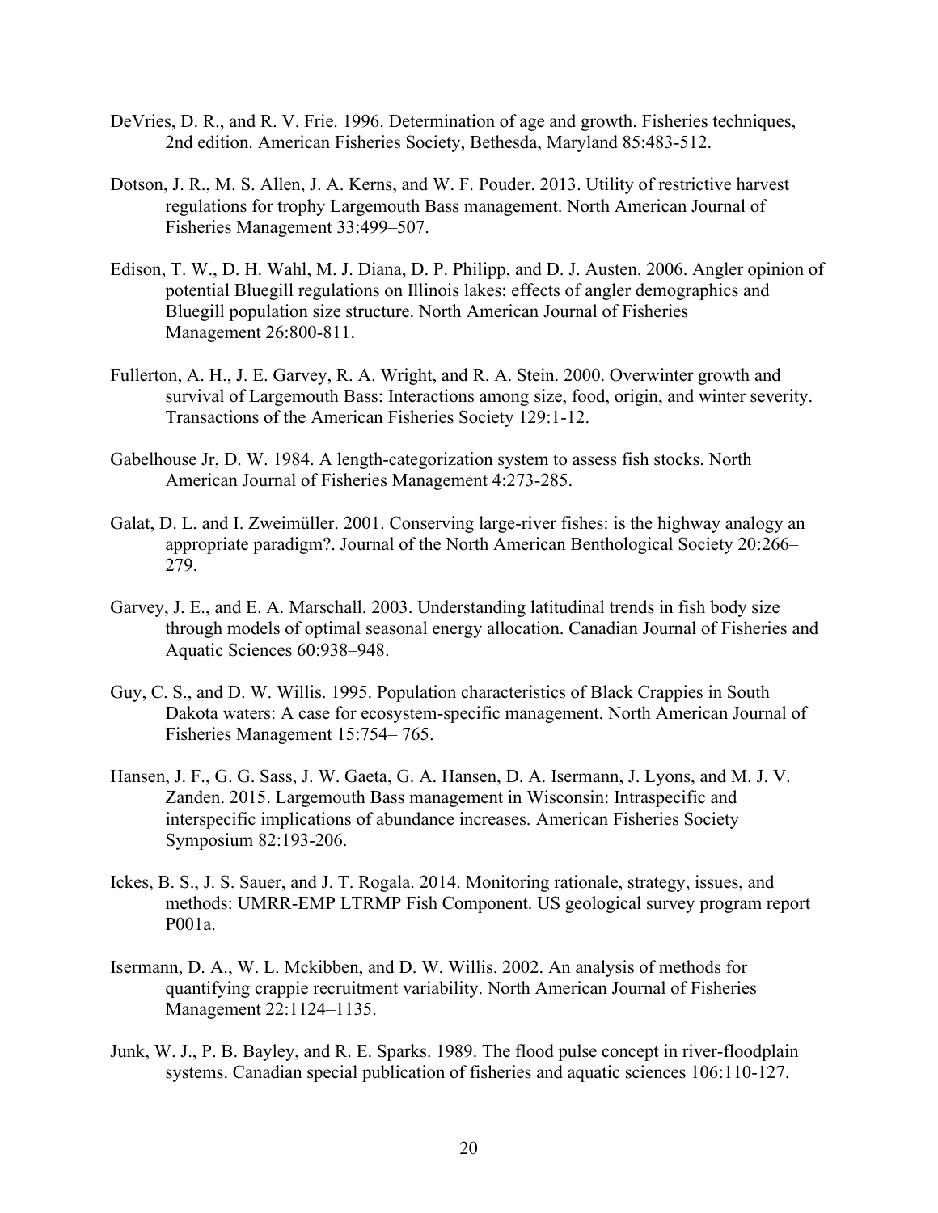DeVries, D. R., and R. V. Frie. 1996. Determination of age and growth. Fisheries techniques, 2nd edition. American Fisheries Society, Bethesda, Maryland 85:483-512.

Dotson, J. R., M. S. Allen, J. A. Kerns, and W. F. Pouder. 2013. Utility of restrictive harvest regulations for trophy Largemouth Bass management. North American Journal of Fisheries Management 33:499–507.

Edison, T. W., D. H. Wahl, M. J. Diana, D. P. Philipp, and D. J. Austen. 2006. Angler opinion of potential Bluegill regulations on Illinois lakes: effects of angler demographics and Bluegill population size structure. North American Journal of Fisheries Management 26:800-811.

Fullerton, A. H., J. E. Garvey, R. A. Wright, and R. A. Stein. 2000. Overwinter growth and survival of Largemouth Bass: Interactions among size, food, origin, and winter severity. Transactions of the American Fisheries Society 129:1-12.

Gabelhouse Jr, D. W. 1984. A length-categorization system to assess fish stocks. North American Journal of Fisheries Management 4:273-285.

Galat, D. L. and I. Zweimüller. 2001. Conserving large-river fishes: is the highway analogy an appropriate paradigm?. Journal of the North American Benthological Society 20:266–279.

Garvey, J. E., and E. A. Marschall. 2003. Understanding latitudinal trends in fish body size through models of optimal seasonal energy allocation. Canadian Journal of Fisheries and Aquatic Sciences 60:938–948.

Guy, C. S., and D. W. Willis. 1995. Population characteristics of Black Crappies in South Dakota waters: A case for ecosystem-specific management. North American Journal of Fisheries Management 15:754– 765.

Hansen, J. F., G. G. Sass, J. W. Gaeta, G. A. Hansen, D. A. Isermann, J. Lyons, and M. J. V. Zanden. 2015. Largemouth Bass management in Wisconsin: Intraspecific and interspecific implications of abundance increases. American Fisheries Society Symposium 82:193-206.

Ickes, B. S., J. S. Sauer, and J. T. Rogala. 2014. Monitoring rationale, strategy, issues, and methods: UMRR-EMP LTRMP Fish Component. US geological survey program report P001a.

Isermann, D. A., W. L. Mckibben, and D. W. Willis. 2002. An analysis of methods for quantifying crappie recruitment variability. North American Journal of Fisheries Management 22:1124–1135.

Junk, W. J., P. B. Bayley, and R. E. Sparks. 1989. The flood pulse concept in river-floodplain systems. Canadian special publication of fisheries and aquatic sciences 106:110-127.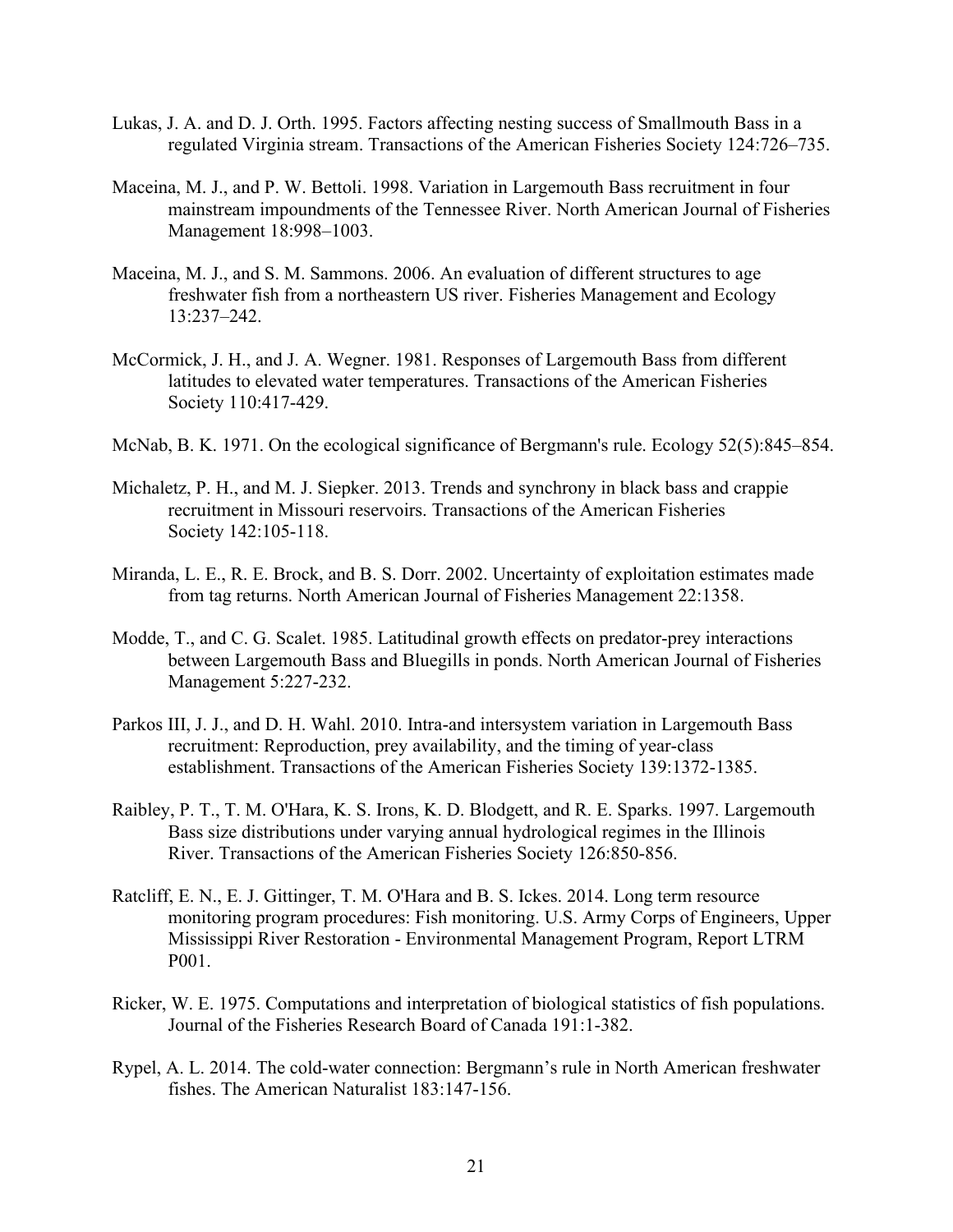Lukas, J. A. and D. J. Orth. 1995. Factors affecting nesting success of Smallmouth Bass in a regulated Virginia stream. Transactions of the American Fisheries Society 124:726–735.

Maceina, M. J., and P. W. Bettoli. 1998. Variation in Largemouth Bass recruitment in four mainstream impoundments of the Tennessee River. North American Journal of Fisheries Management 18:998–1003.

Maceina, M. J., and S. M. Sammons. 2006. An evaluation of different structures to age freshwater fish from a northeastern US river. Fisheries Management and Ecology 13:237–242.

McCormick, J. H., and J. A. Wegner. 1981. Responses of Largemouth Bass from different latitudes to elevated water temperatures. Transactions of the American Fisheries Society 110:417-429.

McNab, B. K. 1971. On the ecological significance of Bergmann's rule. Ecology 52(5):845–854.

Michaletz, P. H., and M. J. Siepker. 2013. Trends and synchrony in black bass and crappie recruitment in Missouri reservoirs. Transactions of the American Fisheries Society 142:105-118.

Miranda, L. E., R. E. Brock, and B. S. Dorr. 2002. Uncertainty of exploitation estimates made from tag returns. North American Journal of Fisheries Management 22:1358.

Modde, T., and C. G. Scalet. 1985. Latitudinal growth effects on predator-prey interactions between Largemouth Bass and Bluegills in ponds. North American Journal of Fisheries Management 5:227-232.

Parkos III, J. J., and D. H. Wahl. 2010. Intra-and intersystem variation in Largemouth Bass recruitment: Reproduction, prey availability, and the timing of year-class establishment. Transactions of the American Fisheries Society 139:1372-1385.

Raibley, P. T., T. M. O'Hara, K. S. Irons, K. D. Blodgett, and R. E. Sparks. 1997. Largemouth Bass size distributions under varying annual hydrological regimes in the Illinois River. Transactions of the American Fisheries Society 126:850-856.

Ratcliff, E. N., E. J. Gittinger, T. M. O'Hara and B. S. Ickes. 2014. Long term resource monitoring program procedures: Fish monitoring. U.S. Army Corps of Engineers, Upper Mississippi River Restoration - Environmental Management Program, Report LTRM P001.

Ricker, W. E. 1975. Computations and interpretation of biological statistics of fish populations. Journal of the Fisheries Research Board of Canada 191:1-382.

Rypel, A. L. 2014. The cold-water connection: Bergmann's rule in North American freshwater fishes. The American Naturalist 183:147-156.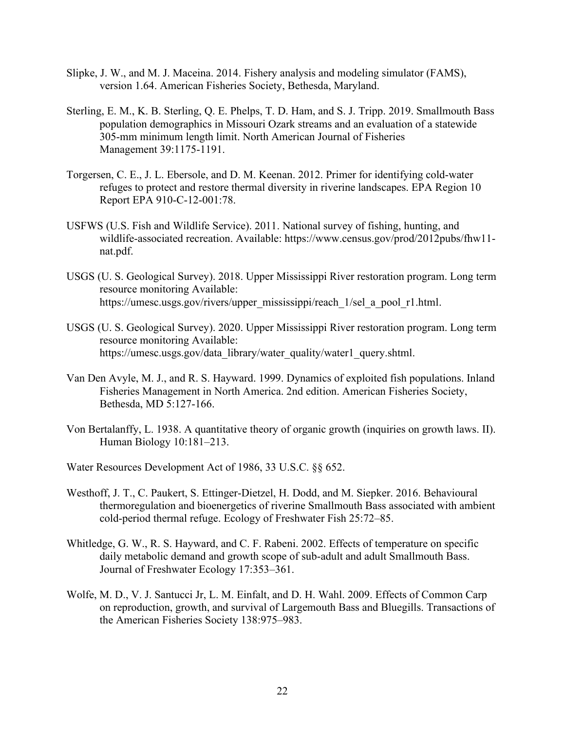Slipke, J. W., and M. J. Maceina. 2014. Fishery analysis and modeling simulator (FAMS), version 1.64. American Fisheries Society, Bethesda, Maryland.

Sterling, E. M., K. B. Sterling, Q. E. Phelps, T. D. Ham, and S. J. Tripp. 2019. Smallmouth Bass population demographics in Missouri Ozark streams and an evaluation of a statewide 305-mm minimum length limit. North American Journal of Fisheries Management 39:1175-1191.

Torgersen, C. E., J. L. Ebersole, and D. M. Keenan. 2012. Primer for identifying cold-water refuges to protect and restore thermal diversity in riverine landscapes. EPA Region 10 Report EPA 910-C-12-001:78.

USFWS (U.S. Fish and Wildlife Service). 2011. National survey of fishing, hunting, and wildlife-associated recreation. Available: https://www.census.gov/prod/2012pubs/fhw11-nat.pdf.

USGS (U. S. Geological Survey). 2018. Upper Mississippi River restoration program. Long term resource monitoring Available: https://umesc.usgs.gov/rivers/upper_mississippi/reach_1/sel_a_pool_r1.html.

USGS (U. S. Geological Survey). 2020. Upper Mississippi River restoration program. Long term resource monitoring Available: https://umesc.usgs.gov/data_library/water_quality/water1_query.shtml.

Van Den Avyle, M. J., and R. S. Hayward. 1999. Dynamics of exploited fish populations. Inland Fisheries Management in North America. 2nd edition. American Fisheries Society, Bethesda, MD 5:127-166.

Von Bertalanffy, L. 1938. A quantitative theory of organic growth (inquiries on growth laws. II). Human Biology 10:181–213.

Water Resources Development Act of 1986, 33 U.S.C. §§ 652.

Westhoff, J. T., C. Paukert, S. Ettinger-Dietzel, H. Dodd, and M. Siepker. 2016. Behavioural thermoregulation and bioenergetics of riverine Smallmouth Bass associated with ambient cold-period thermal refuge. Ecology of Freshwater Fish 25:72–85.

Whitledge, G. W., R. S. Hayward, and C. F. Rabeni. 2002. Effects of temperature on specific daily metabolic demand and growth scope of sub-adult and adult Smallmouth Bass. Journal of Freshwater Ecology 17:353–361.

Wolfe, M. D., V. J. Santucci Jr, L. M. Einfalt, and D. H. Wahl. 2009. Effects of Common Carp on reproduction, growth, and survival of Largemouth Bass and Bluegills. Transactions of the American Fisheries Society 138:975–983.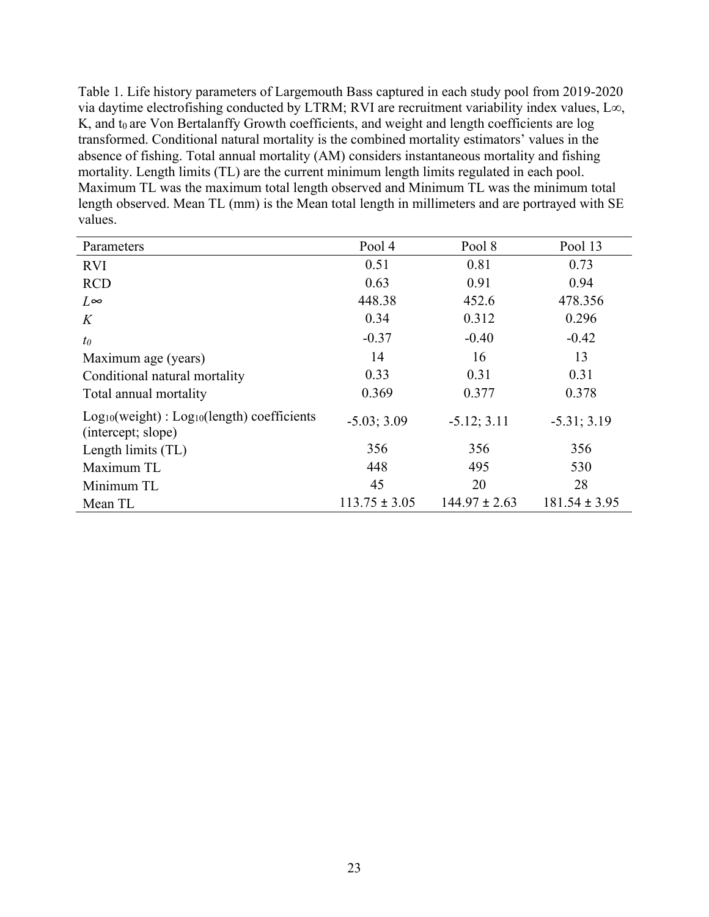Table 1. Life history parameters of Largemouth Bass captured in each study pool from 2019-2020 via daytime electrofishing conducted by LTRM; RVI are recruitment variability index values, $L\infty$, K, and $t_0$ are Von Bertalanffy Growth coefficients, and weight and length coefficients are log transformed. Conditional natural mortality is the combined mortality estimators' values in the absence of fishing. Total annual mortality (AM) considers instantaneous mortality and fishing mortality. Length limits (TL) are the current minimum length limits regulated in each pool. Maximum TL was the maximum total length observed and Minimum TL was the minimum total length observed. Mean TL (mm) is the Mean total length in millimeters and are portrayed with SE values.

| Parameters | Pool 4 | Pool 8 | Pool 13 |
|---|---|---|---|
| RVI | 0.51 | 0.81 | 0.73 |
| RCD | 0.63 | 0.91 | 0.94 |
| $L\infty$ | 448.38 | 452.6 | 478.356 |
| $K$ | 0.34 | 0.312 | 0.296 |
| $t_0$ | -0.37 | -0.40 | -0.42 |
| Maximum age (years) | 14 | 16 | 13 |
| Conditional natural mortality | 0.33 | 0.31 | 0.31 |
| Total annual mortality | 0.369 | 0.377 | 0.378 |
| $Log_{10}$(weight) : $Log_{10}$(length) coefficients (intercept; slope) | -5.03; 3.09 | -5.12; 3.11 | -5.31; 3.19 |
| Length limits (TL) | 356 | 356 | 356 |
| Maximum TL | 448 | 495 | 530 |
| Minimum TL | 45 | 20 | 28 |
| Mean TL | 113.75 ± 3.05 | 144.97 ± 2.63 | 181.54 ± 3.95 |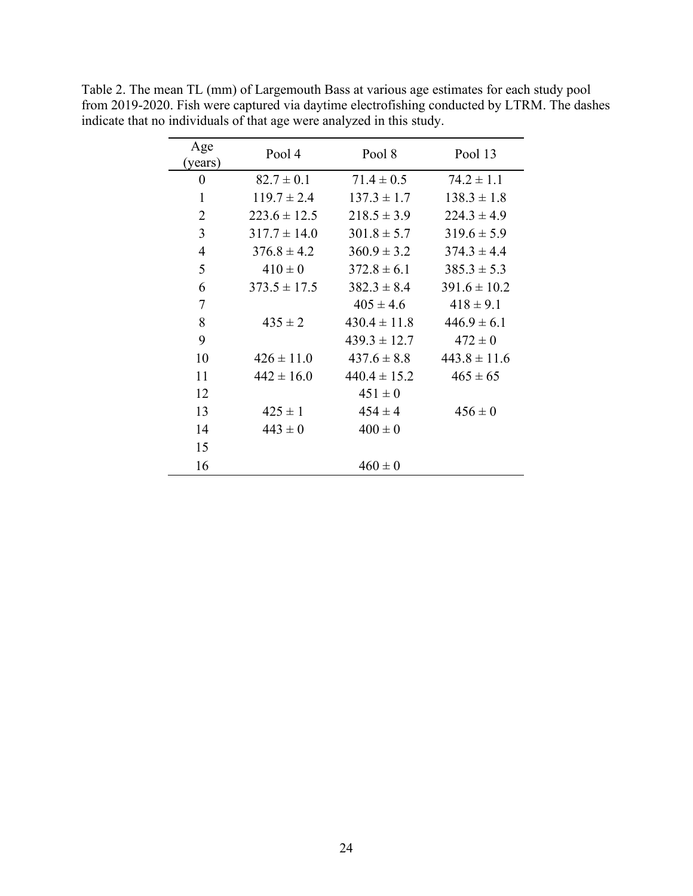Table 2. The mean TL (mm) of Largemouth Bass at various age estimates for each study pool from 2019-2020. Fish were captured via daytime electrofishing conducted by LTRM. The dashes indicate that no individuals of that age were analyzed in this study.

| Age (years) | Pool 4 | Pool 8 | Pool 13 |
|---|---|---|---|
| 0 | 82.7 ± 0.1 | 71.4 ± 0.5 | 74.2 ± 1.1 |
| 1 | 119.7 ± 2.4 | 137.3 ± 1.7 | 138.3 ± 1.8 |
| 2 | 223.6 ± 12.5 | 218.5 ± 3.9 | 224.3 ± 4.9 |
| 3 | 317.7 ± 14.0 | 301.8 ± 5.7 | 319.6 ± 5.9 |
| 4 | 376.8 ± 4.2 | 360.9 ± 3.2 | 374.3 ± 4.4 |
| 5 | 410 ± 0 | 372.8 ± 6.1 | 385.3 ± 5.3 |
| 6 | 373.5 ± 17.5 | 382.3 ± 8.4 | 391.6 ± 10.2 |
| 7 | | 405 ± 4.6 | 418 ± 9.1 |
| 8 | 435 ± 2 | 430.4 ± 11.8 | 446.9 ± 6.1 |
| 9 | | 439.3 ± 12.7 | 472 ± 0 |
| 10 | 426 ± 11.0 | 437.6 ± 8.8 | 443.8 ± 11.6 |
| 11 | 442 ± 16.0 | 440.4 ± 15.2 | 465 ± 65 |
| 12 | | 451 ± 0 | |
| 13 | 425 ± 1 | 454 ± 4 | 456 ± 0 |
| 14 | 443 ± 0 | 400 ± 0 | |
| 15 | | | |
| 16 | | 460 ± 0 | |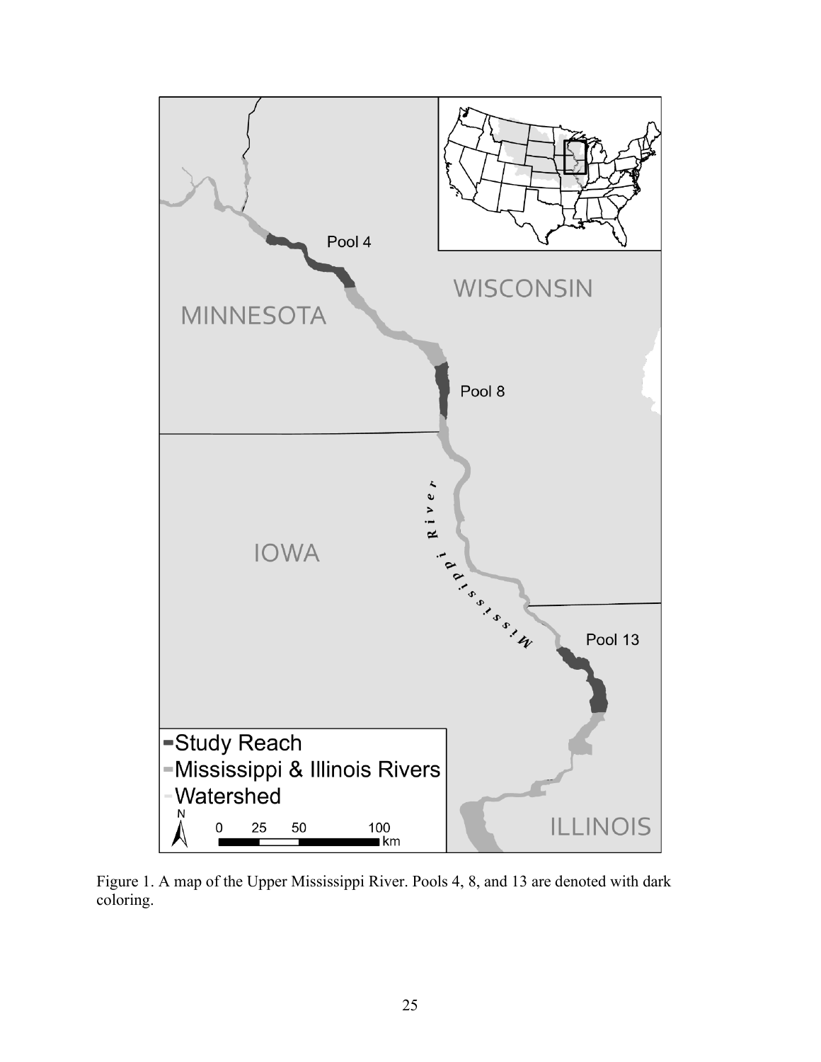Figure 1. A map of the Upper Mississippi River. Pools 4, 8, and 13 are denoted with dark coloring.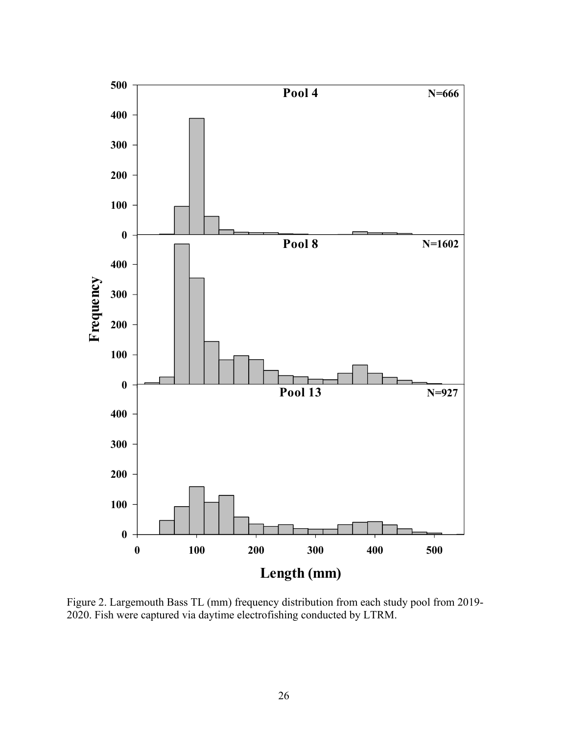Figure 2. Largemouth Bass TL (mm) frequency distribution from each study pool from 2019-2020. Fish were captured via daytime electrofishing conducted by LTRM.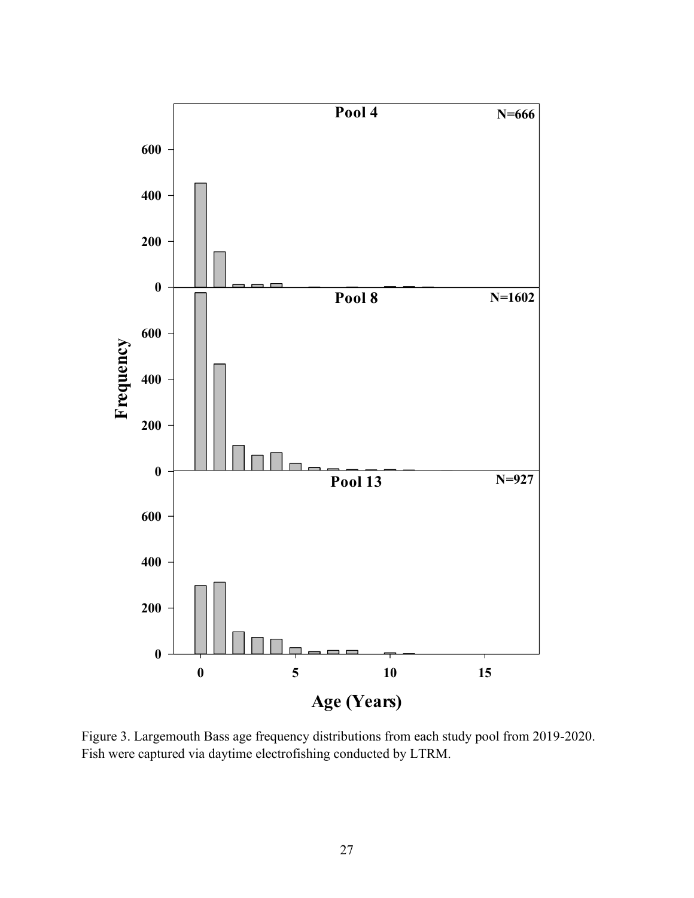Figure 3. Largemouth Bass age frequency distributions from each study pool from 2019-2020. Fish were captured via daytime electrofishing conducted by LTRM.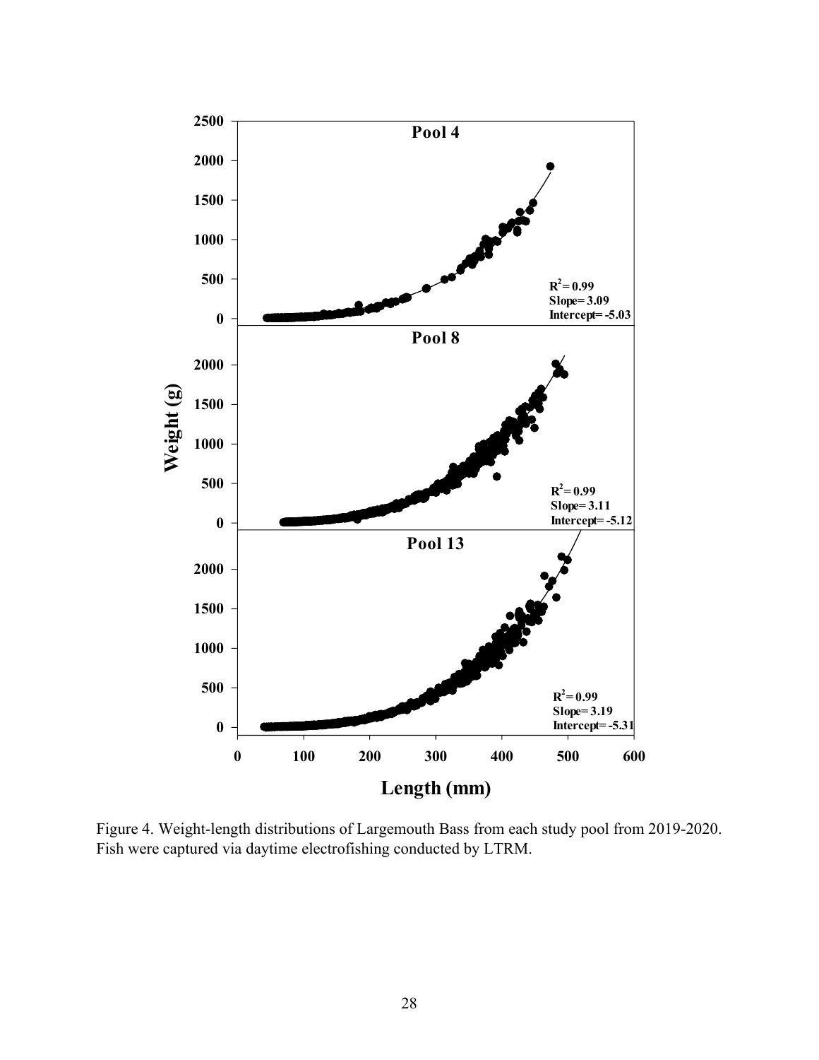Figure 4. Weight-length distributions of Largemouth Bass from each study pool from 2019-2020. Fish were captured via daytime electrofishing conducted by LTRM.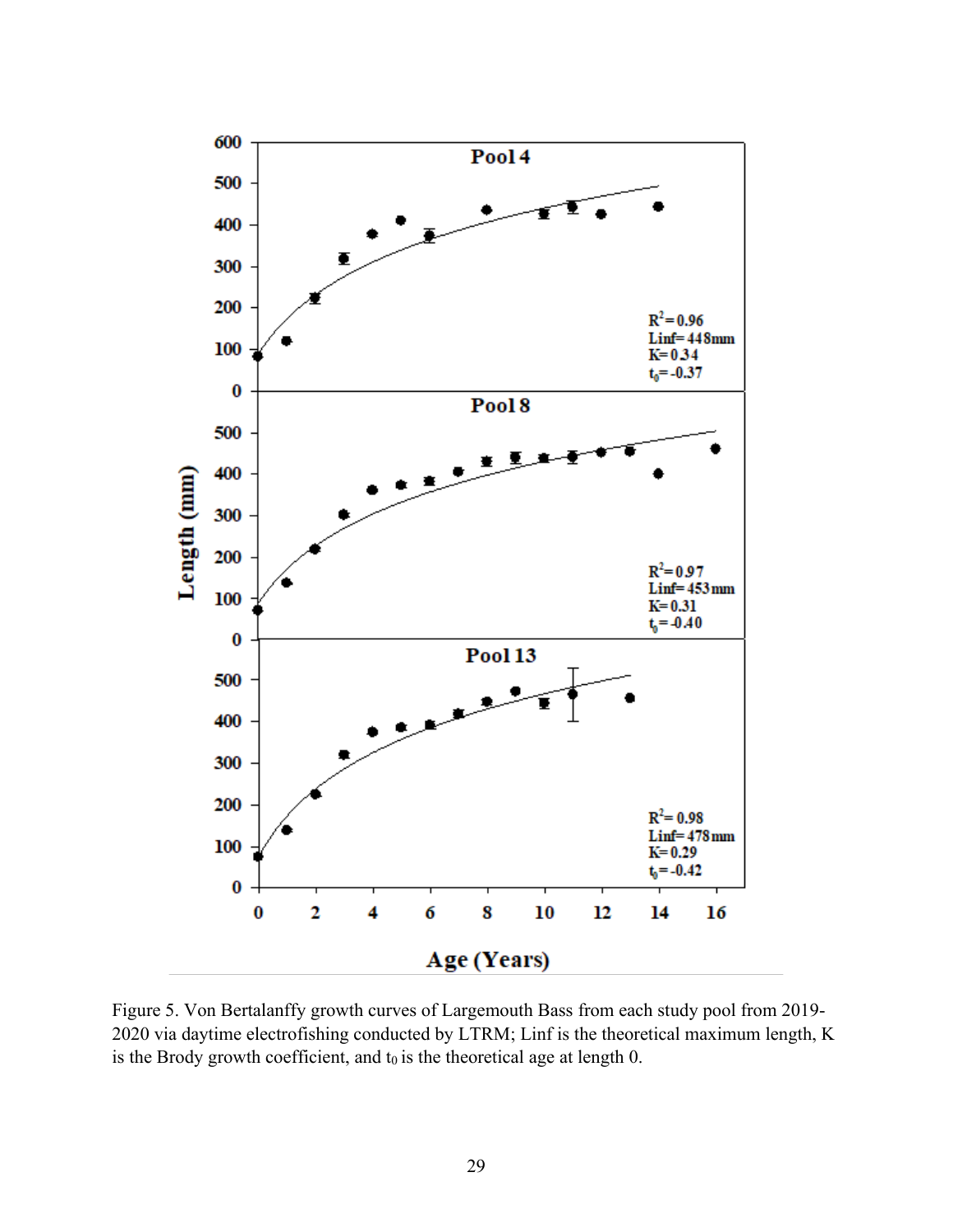Figure 5. Von Bertalanffy growth curves of Largemouth Bass from each study pool from 2019-2020 via daytime electrofishing conducted by LTRM; Linf is the theoretical maximum length, K is the Brody growth coefficient, and $t_0$ is the theoretical age at length 0.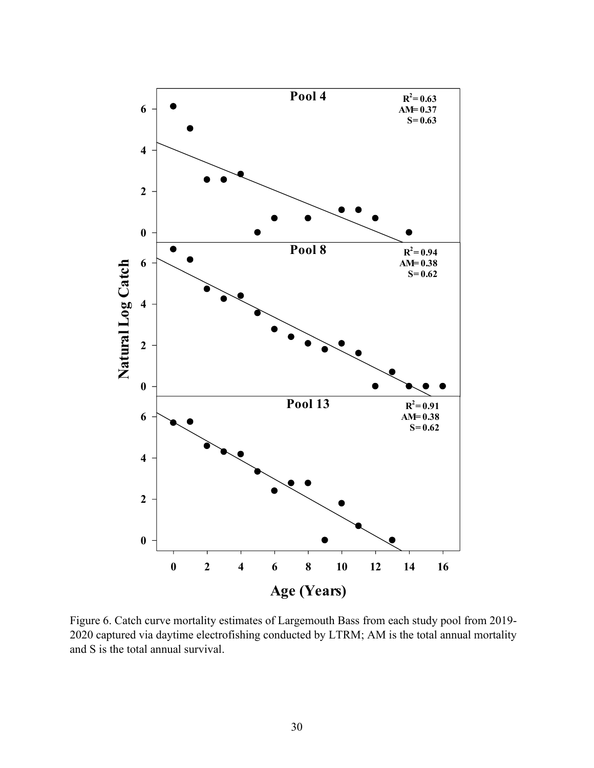Figure 6. Catch curve mortality estimates of Largemouth Bass from each study pool from 2019-2020 captured via daytime electrofishing conducted by LTRM; AM is the total annual mortality and S is the total annual survival.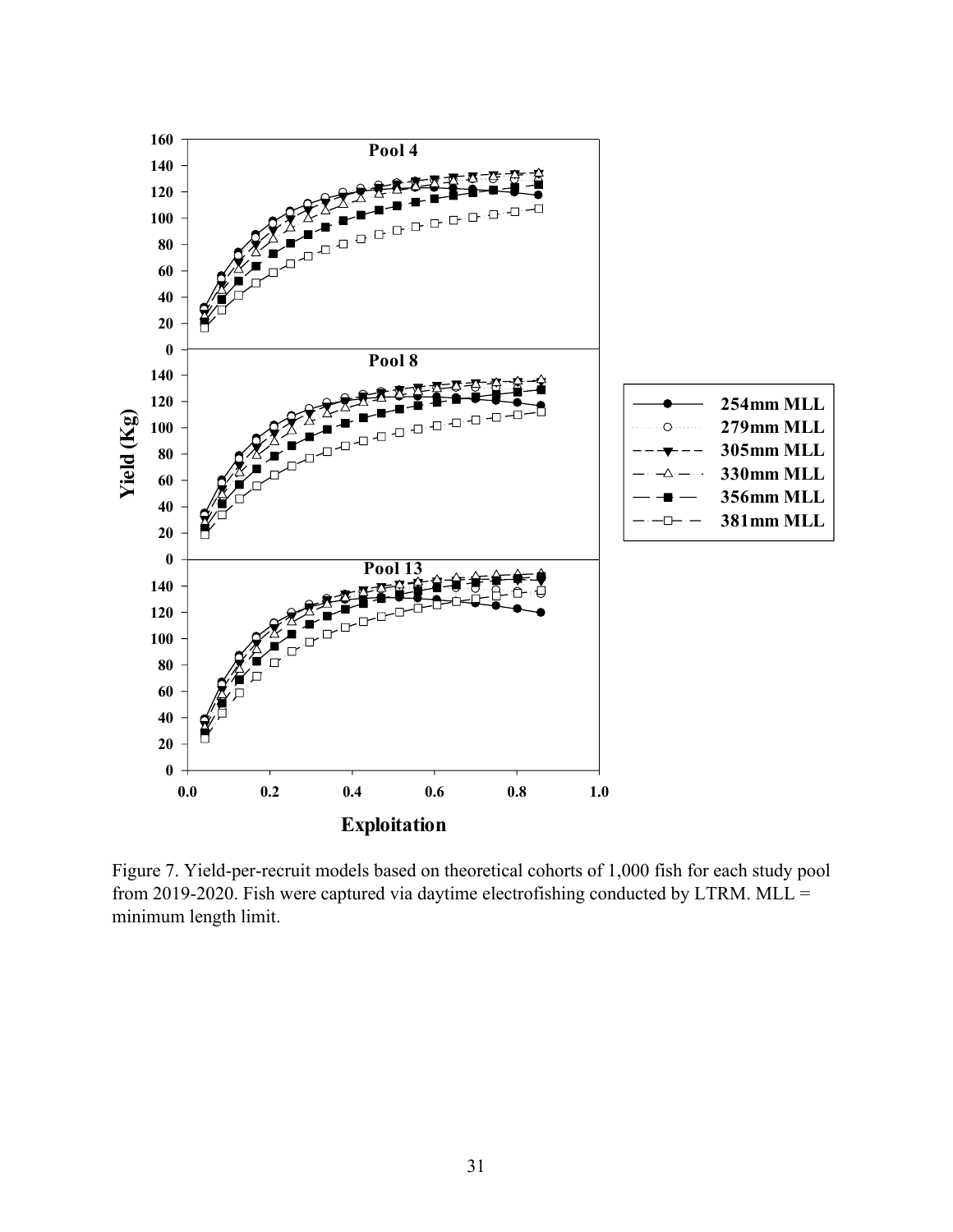Figure 7. Yield-per-recruit models based on theoretical cohorts of 1,000 fish for each study pool from 2019-2020. Fish were captured via daytime electrofishing conducted by LTRM. MLL = minimum length limit.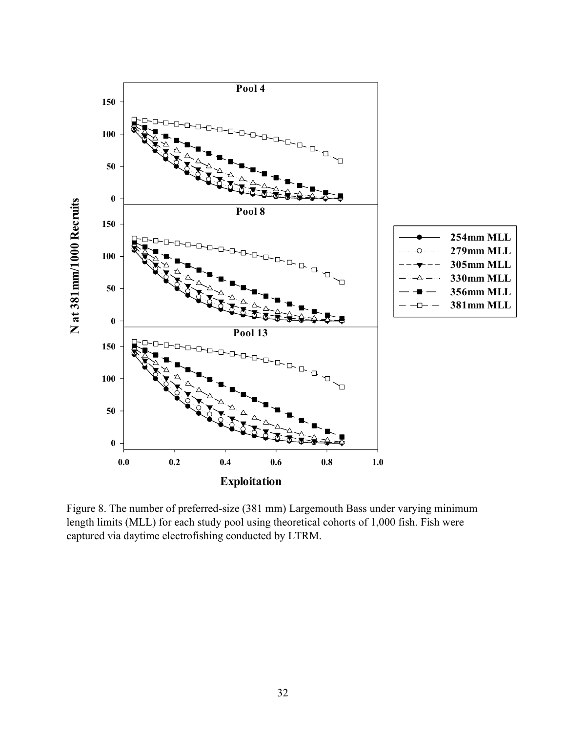Figure 8. The number of preferred-size (381 mm) Largemouth Bass under varying minimum length limits (MLL) for each study pool using theoretical cohorts of 1,000 fish. Fish were captured via daytime electrofishing conducted by LTRM.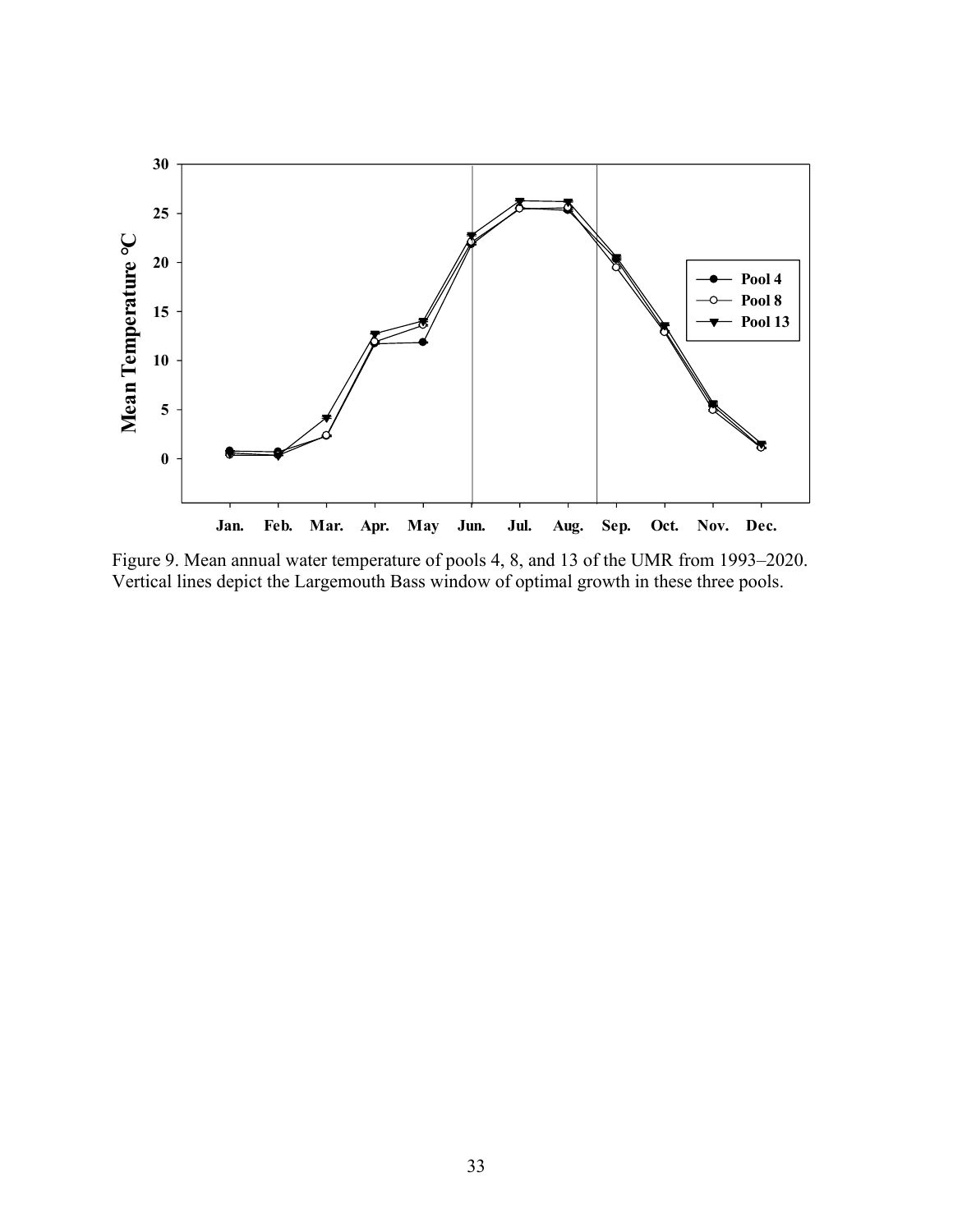Figure 9. Mean annual water temperature of pools 4, 8, and 13 of the UMR from 1993–2020. Vertical lines depict the Largemouth Bass window of optimal growth in these three pools.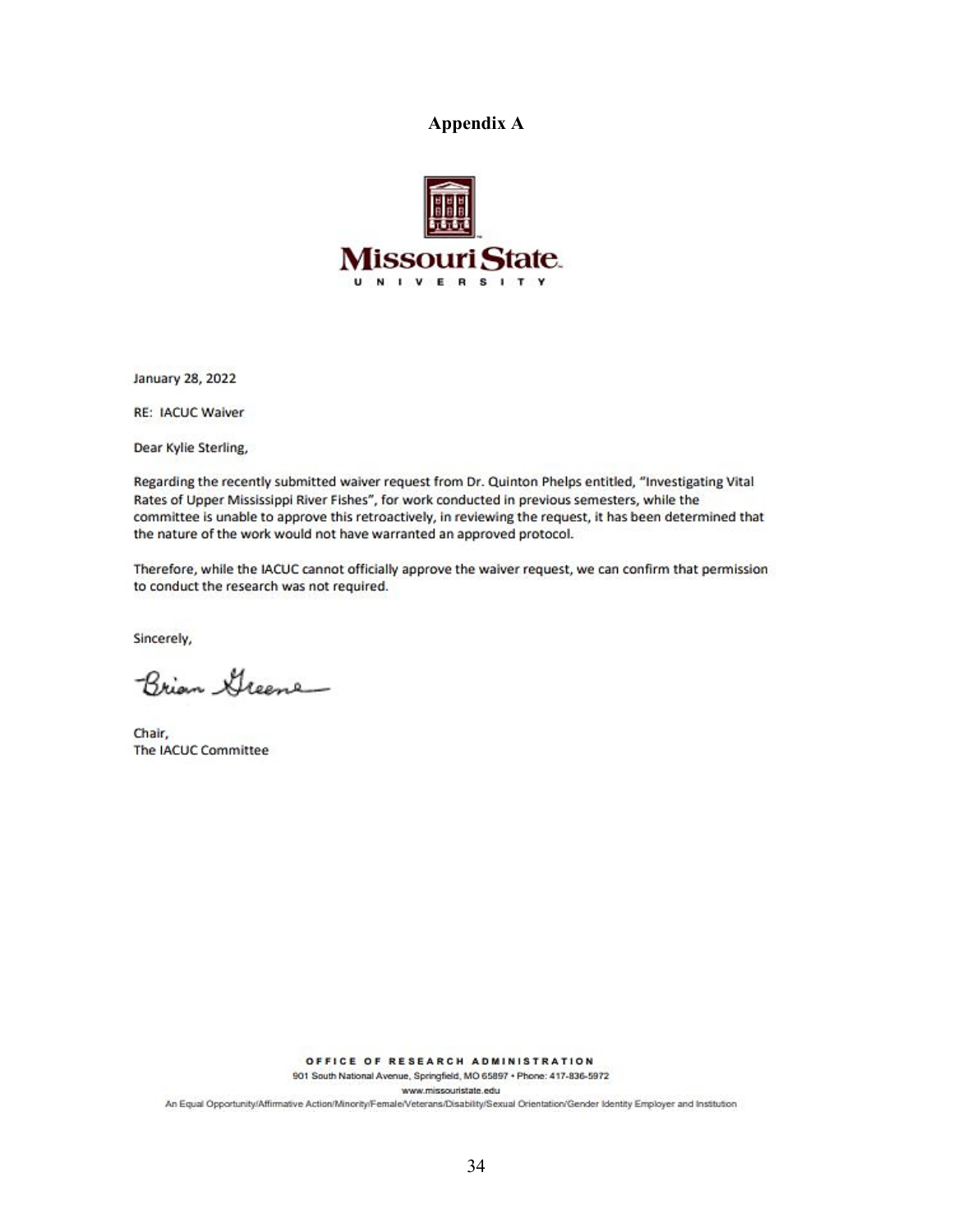# Appendix A

Missouri State
UNIVERSITY

January 28, 2022

RE: IACUC Waiver

Dear Kylie Sterling,

Regarding the recently submitted waiver request from Dr. Quinton Phelps entitled, "Investigating Vital Rates of Upper Mississippi River Fishes", for work conducted in previous semesters, while the committee is unable to approve this retroactively, in reviewing the request, it has been determined that the nature of the work would not have warranted an approved protocol.

Therefore, while the IACUC cannot officially approve the waiver request, we can confirm that permission to conduct the research was not required.

Sincerely,

Brian Greene

Chair,
The IACUC Committee

OFFICE OF RESEARCH ADMINISTRATION
901 South National Avenue, Springfield, MO 65897 • Phone: 417-836-5972
www.missouristate.edu
An Equal Opportunity/Affirmative Action/Minority/Female/Veterans/Disability/Sexual Orientation/Gender Identity Employer and Institution